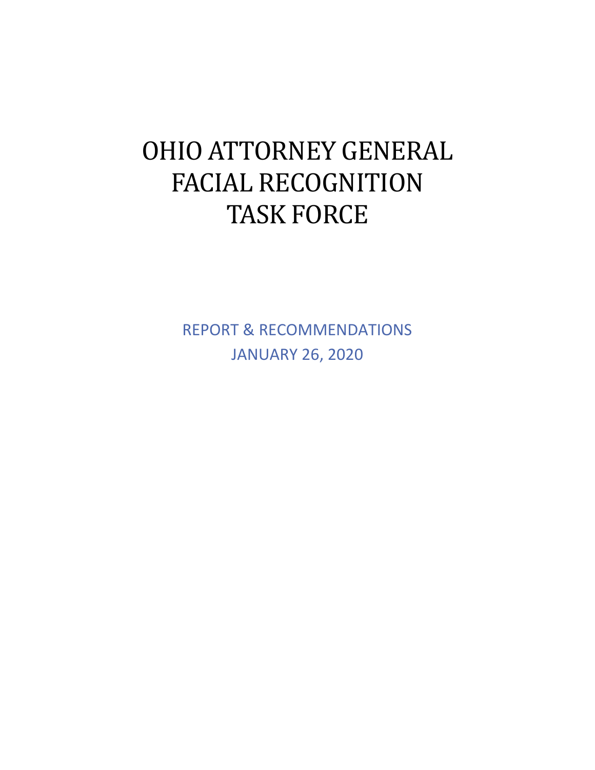# OHIO ATTORNEY GENERAL FACIAL RECOGNITION TASK FORCE

REPORT & RECOMMENDATIONS

JANUARY 26, 2020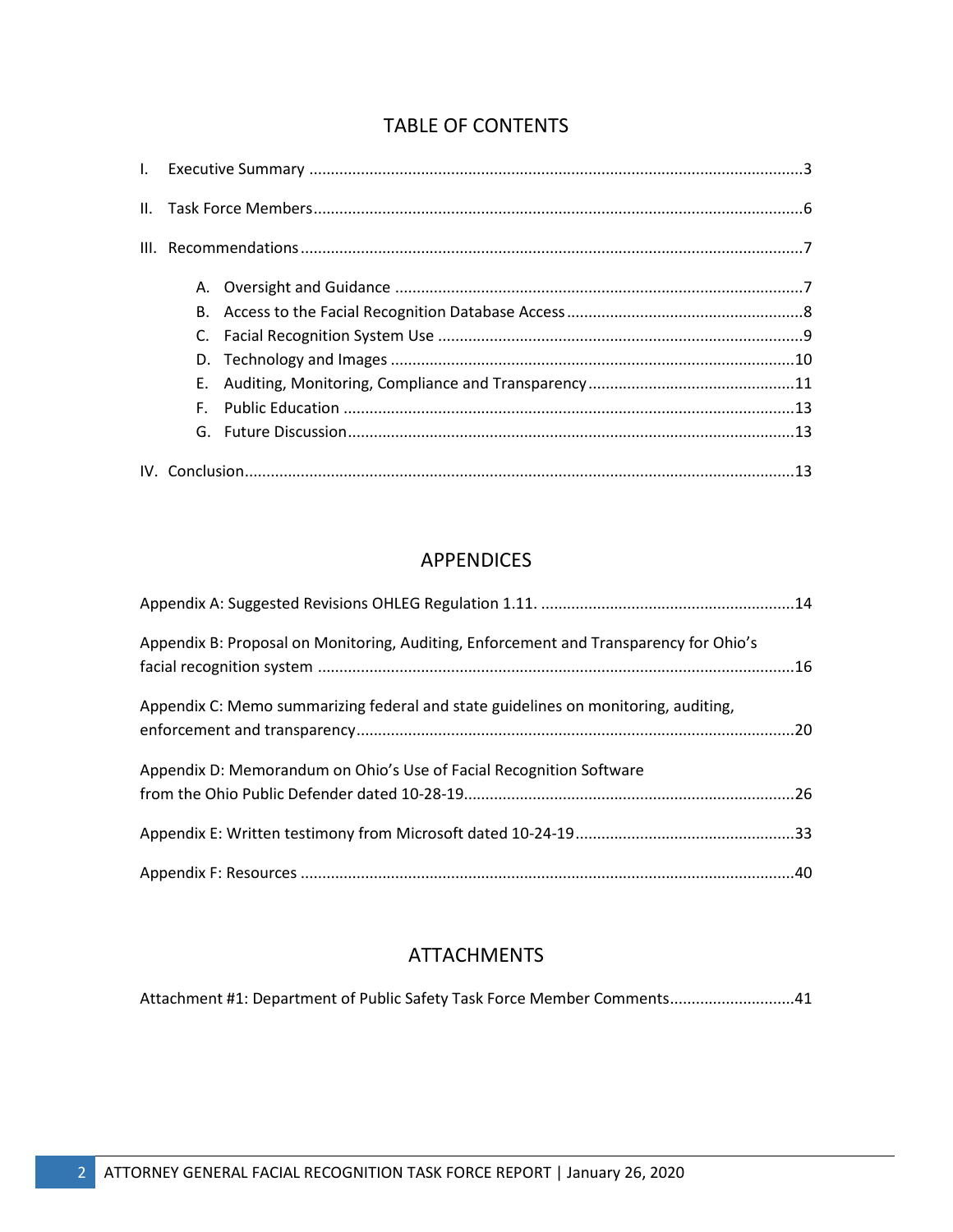## TABLE OF CONTENTS

I. Executive Summary ....................................................................................................................3

II. Task Force Members....................................................................................................................6

III. Recommendations ......................................................................................................................7

- A. Oversight and Guidance ...............................................................................................7
- B. Access to the Facial Recognition Database Access .......................................................8
- C. Facial Recognition System Use ......................................................................................9
- D. Technology and Images ..............................................................................................10
- E. Auditing, Monitoring, Compliance and Transparency ................................................11
- F. Public Education .........................................................................................................13
- G. Future Discussion........................................................................................................13

IV. Conclusion...............................................................................................................................13

## APPENDICES

Appendix A: Suggested Revisions OHLEG Regulation 1.11. ...........................................................14

Appendix B: Proposal on Monitoring, Auditing, Enforcement and Transparency for Ohio's facial recognition system .............................................................................................................16

Appendix C: Memo summarizing federal and state guidelines on monitoring, auditing, enforcement and transparency.....................................................................................................20

Appendix D: Memorandum on Ohio's Use of Facial Recognition Software from the Ohio Public Defender dated 10-28-19............................................................................26

Appendix E: Written testimony from Microsoft dated 10-24-19...................................................33

Appendix F: Resources ..................................................................................................................40

## ATTACHMENTS

Attachment #1: Department of Public Safety Task Force Member Comments.............................41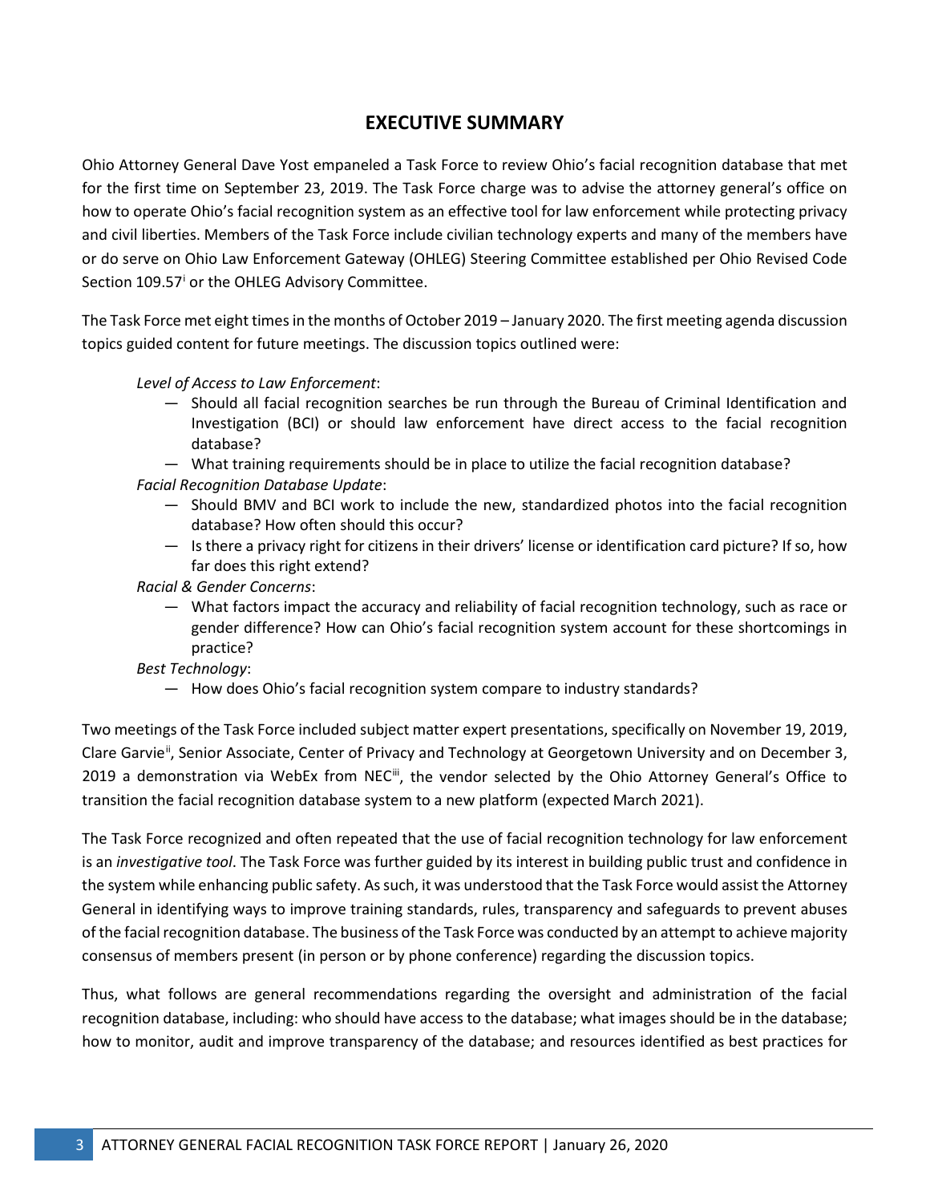## EXECUTIVE SUMMARY

Ohio Attorney General Dave Yost empaneled a Task Force to review Ohio's facial recognition database that met for the first time on September 23, 2019. The Task Force charge was to advise the attorney general's office on how to operate Ohio's facial recognition system as an effective tool for law enforcement while protecting privacy and civil liberties. Members of the Task Force include civilian technology experts and many of the members have or do serve on Ohio Law Enforcement Gateway (OHLEG) Steering Committee established per Ohio Revised Code Section 109.57[i] or the OHLEG Advisory Committee.

The Task Force met eight times in the months of October 2019 – January 2020. The first meeting agenda discussion topics guided content for future meetings. The discussion topics outlined were:

*Level of Access to Law Enforcement*:

- Should all facial recognition searches be run through the Bureau of Criminal Identification and Investigation (BCI) or should law enforcement have direct access to the facial recognition database?
- What training requirements should be in place to utilize the facial recognition database?

*Facial Recognition Database Update*:

- Should BMV and BCI work to include the new, standardized photos into the facial recognition database? How often should this occur?
- Is there a privacy right for citizens in their drivers' license or identification card picture? If so, how far does this right extend?

*Racial & Gender Concerns*:

- What factors impact the accuracy and reliability of facial recognition technology, such as race or gender difference? How can Ohio's facial recognition system account for these shortcomings in practice?

*Best Technology*:

- How does Ohio's facial recognition system compare to industry standards?

Two meetings of the Task Force included subject matter expert presentations, specifically on November 19, 2019, Clare Garvie[ii], Senior Associate, Center of Privacy and Technology at Georgetown University and on December 3, 2019 a demonstration via WebEx from NEC[iii], the vendor selected by the Ohio Attorney General's Office to transition the facial recognition database system to a new platform (expected March 2021).

The Task Force recognized and often repeated that the use of facial recognition technology for law enforcement is an *investigative tool*. The Task Force was further guided by its interest in building public trust and confidence in the system while enhancing public safety. As such, it was understood that the Task Force would assist the Attorney General in identifying ways to improve training standards, rules, transparency and safeguards to prevent abuses of the facial recognition database. The business of the Task Force was conducted by an attempt to achieve majority consensus of members present (in person or by phone conference) regarding the discussion topics.

Thus, what follows are general recommendations regarding the oversight and administration of the facial recognition database, including: who should have access to the database; what images should be in the database; how to monitor, audit and improve transparency of the database; and resources identified as best practices for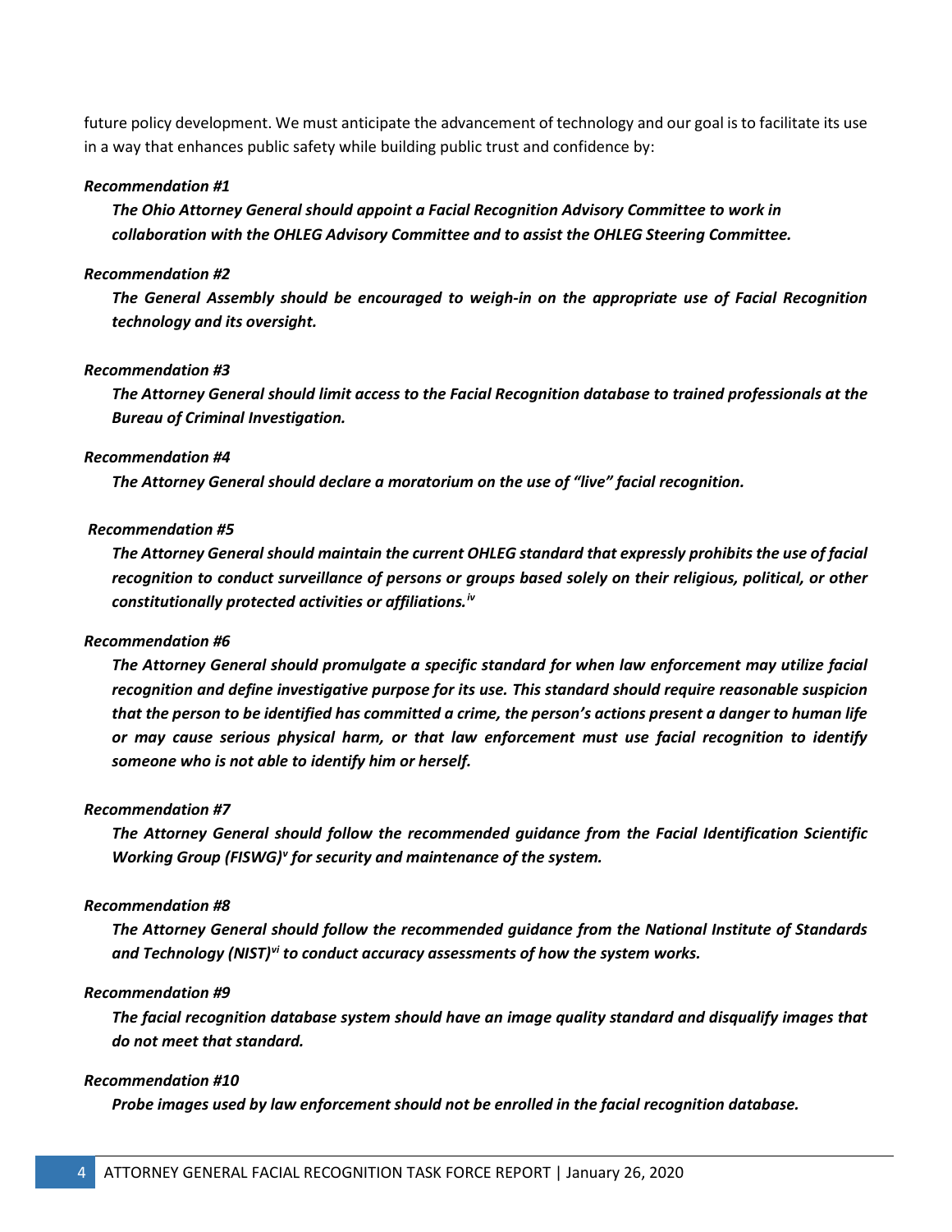future policy development. We must anticipate the advancement of technology and our goal is to facilitate its use in a way that enhances public safety while building public trust and confidence by:

***Recommendation #1***

> ***The Ohio Attorney General should appoint a Facial Recognition Advisory Committee to work in collaboration with the OHLEG Advisory Committee and to assist the OHLEG Steering Committee.***

***Recommendation #2***

> ***The General Assembly should be encouraged to weigh-in on the appropriate use of Facial Recognition technology and its oversight.***

***Recommendation #3***

> ***The Attorney General should limit access to the Facial Recognition database to trained professionals at the Bureau of Criminal Investigation.***

***Recommendation #4***

> ***The Attorney General should declare a moratorium on the use of "live" facial recognition.***

***Recommendation #5***

> ***The Attorney General should maintain the current OHLEG standard that expressly prohibits the use of facial recognition to conduct surveillance of persons or groups based solely on their religious, political, or other constitutionally protected activities or affiliations.***[iv]

***Recommendation #6***

> ***The Attorney General should promulgate a specific standard for when law enforcement may utilize facial recognition and define investigative purpose for its use. This standard should require reasonable suspicion that the person to be identified has committed a crime, the person's actions present a danger to human life or may cause serious physical harm, or that law enforcement must use facial recognition to identify someone who is not able to identify him or herself.***

***Recommendation #7***

> ***The Attorney General should follow the recommended guidance from the Facial Identification Scientific Working Group (FISWG)***[v] ***for security and maintenance of the system.***

***Recommendation #8***

> ***The Attorney General should follow the recommended guidance from the National Institute of Standards and Technology (NIST)***[vi] ***to conduct accuracy assessments of how the system works.***

***Recommendation #9***

> ***The facial recognition database system should have an image quality standard and disqualify images that do not meet that standard.***

***Recommendation #10***

> ***Probe images used by law enforcement should not be enrolled in the facial recognition database.***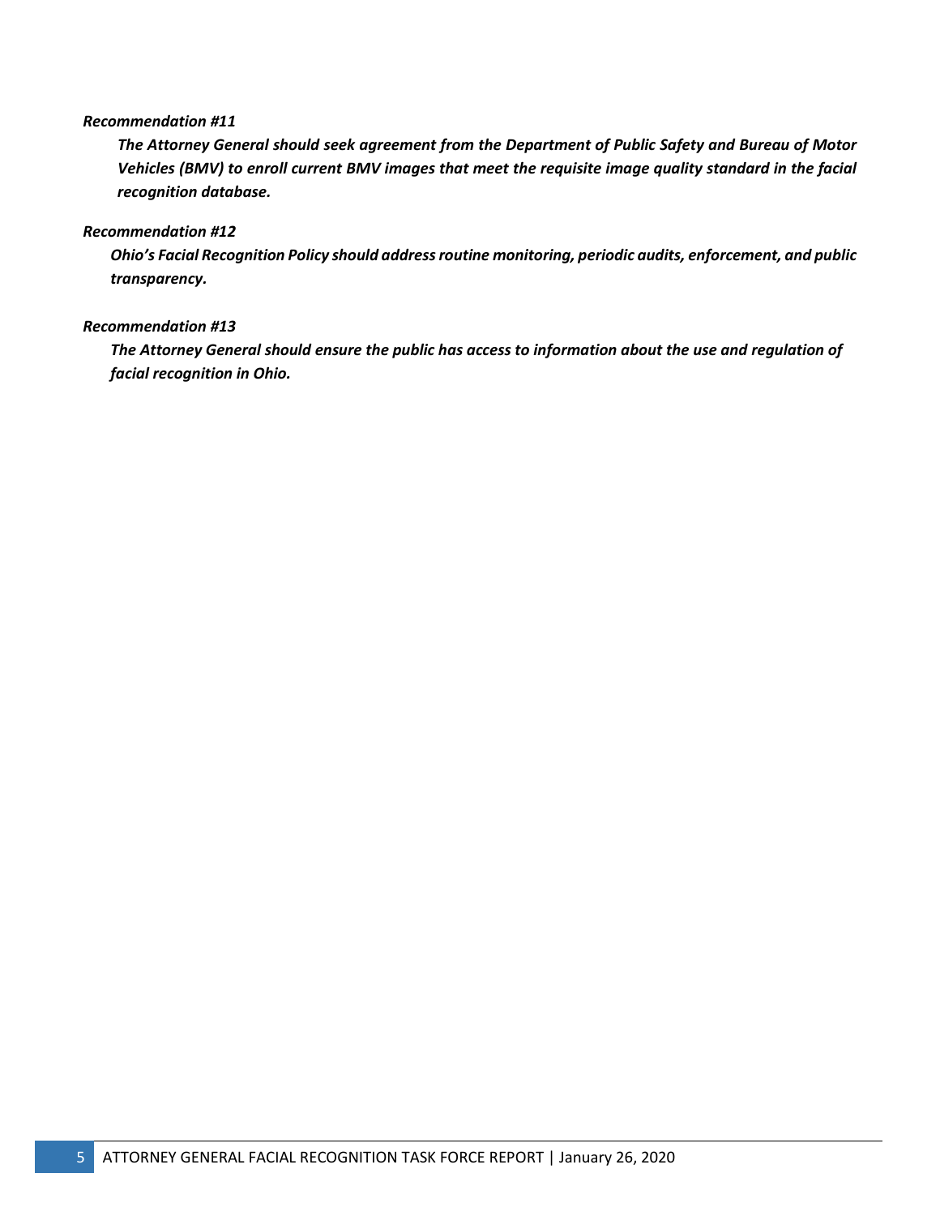*Recommendation #11*

***The Attorney General should seek agreement from the Department of Public Safety and Bureau of Motor Vehicles (BMV) to enroll current BMV images that meet the requisite image quality standard in the facial recognition database.***

*Recommendation #12*

***Ohio's Facial Recognition Policy should address routine monitoring, periodic audits, enforcement, and public transparency.***

*Recommendation #13*

***The Attorney General should ensure the public has access to information about the use and regulation of facial recognition in Ohio.***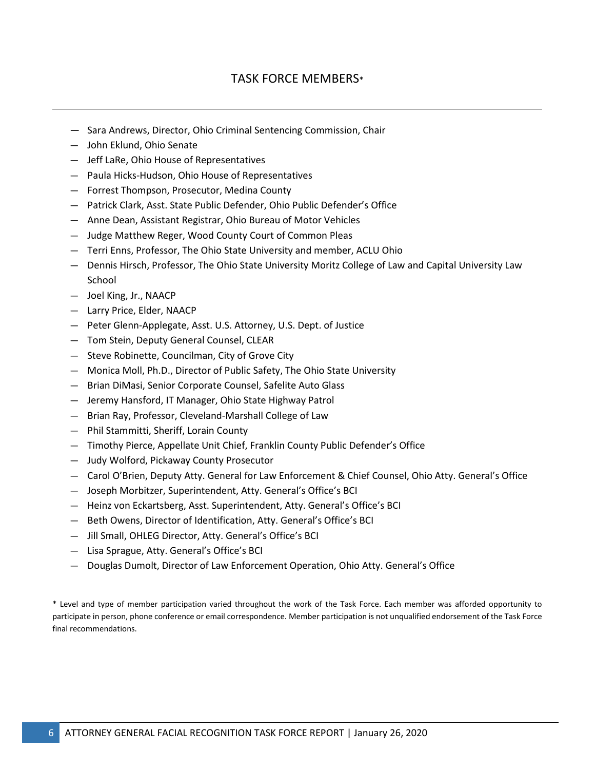## TASK FORCE MEMBERS*

- Sara Andrews, Director, Ohio Criminal Sentencing Commission, Chair
- John Eklund, Ohio Senate
- Jeff LaRe, Ohio House of Representatives
- Paula Hicks-Hudson, Ohio House of Representatives
- Forrest Thompson, Prosecutor, Medina County
- Patrick Clark, Asst. State Public Defender, Ohio Public Defender's Office
- Anne Dean, Assistant Registrar, Ohio Bureau of Motor Vehicles
- Judge Matthew Reger, Wood County Court of Common Pleas
- Terri Enns, Professor, The Ohio State University and member, ACLU Ohio
- Dennis Hirsch, Professor, The Ohio State University Moritz College of Law and Capital University Law School
- Joel King, Jr., NAACP
- Larry Price, Elder, NAACP
- Peter Glenn-Applegate, Asst. U.S. Attorney, U.S. Dept. of Justice
- Tom Stein, Deputy General Counsel, CLEAR
- Steve Robinette, Councilman, City of Grove City
- Monica Moll, Ph.D., Director of Public Safety, The Ohio State University
- Brian DiMasi, Senior Corporate Counsel, Safelite Auto Glass
- Jeremy Hansford, IT Manager, Ohio State Highway Patrol
- Brian Ray, Professor, Cleveland-Marshall College of Law
- Phil Stammitti, Sheriff, Lorain County
- Timothy Pierce, Appellate Unit Chief, Franklin County Public Defender's Office
- Judy Wolford, Pickaway County Prosecutor
- Carol O'Brien, Deputy Atty. General for Law Enforcement & Chief Counsel, Ohio Atty. General's Office
- Joseph Morbitzer, Superintendent, Atty. General's Office's BCI
- Heinz von Eckartsberg, Asst. Superintendent, Atty. General's Office's BCI
- Beth Owens, Director of Identification, Atty. General's Office's BCI
- Jill Small, OHLEG Director, Atty. General's Office's BCI
- Lisa Sprague, Atty. General's Office's BCI
- Douglas Dumolt, Director of Law Enforcement Operation, Ohio Atty. General's Office

\* Level and type of member participation varied throughout the work of the Task Force. Each member was afforded opportunity to participate in person, phone conference or email correspondence. Member participation is not unqualified endorsement of the Task Force final recommendations.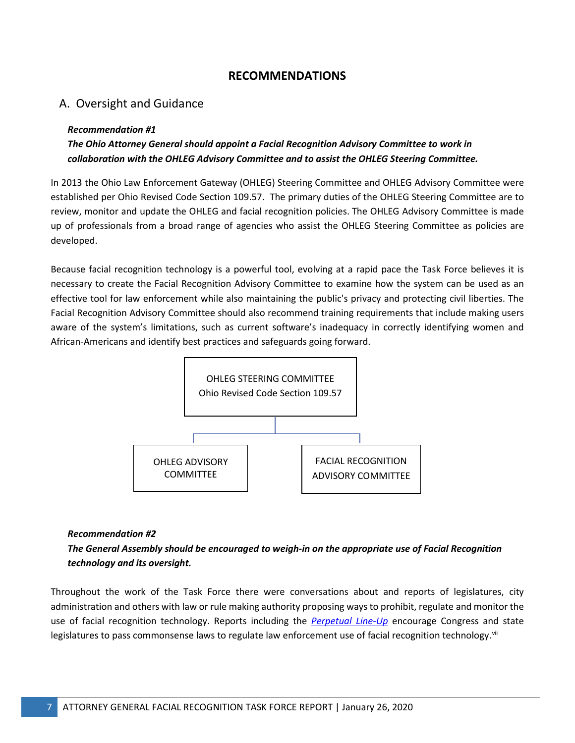## RECOMMENDATIONS

### A. Oversight and Guidance

***Recommendation #1***

***The Ohio Attorney General should appoint a Facial Recognition Advisory Committee to work in collaboration with the OHLEG Advisory Committee and to assist the OHLEG Steering Committee.***

In 2013 the Ohio Law Enforcement Gateway (OHLEG) Steering Committee and OHLEG Advisory Committee were established per Ohio Revised Code Section 109.57. The primary duties of the OHLEG Steering Committee are to review, monitor and update the OHLEG and facial recognition policies. The OHLEG Advisory Committee is made up of professionals from a broad range of agencies who assist the OHLEG Steering Committee as policies are developed.

Because facial recognition technology is a powerful tool, evolving at a rapid pace the Task Force believes it is necessary to create the Facial Recognition Advisory Committee to examine how the system can be used as an effective tool for law enforcement while also maintaining the public's privacy and protecting civil liberties. The Facial Recognition Advisory Committee should also recommend training requirements that include making users aware of the system's limitations, such as current software's inadequacy in correctly identifying women and African-Americans and identify best practices and safeguards going forward.

OHLEG STEERING COMMITTEE
Ohio Revised Code Section 109.57

OHLEG ADVISORY COMMITTEE

FACIAL RECOGNITION ADVISORY COMMITTEE

***Recommendation #2***

***The General Assembly should be encouraged to weigh-in on the appropriate use of Facial Recognition technology and its oversight.***

Throughout the work of the Task Force there were conversations about and reports of legislatures, city administration and others with law or rule making authority proposing ways to prohibit, regulate and monitor the use of facial recognition technology. Reports including the *Perpetual Line-Up* encourage Congress and state legislatures to pass commonsense laws to regulate law enforcement use of facial recognition technology.[vii]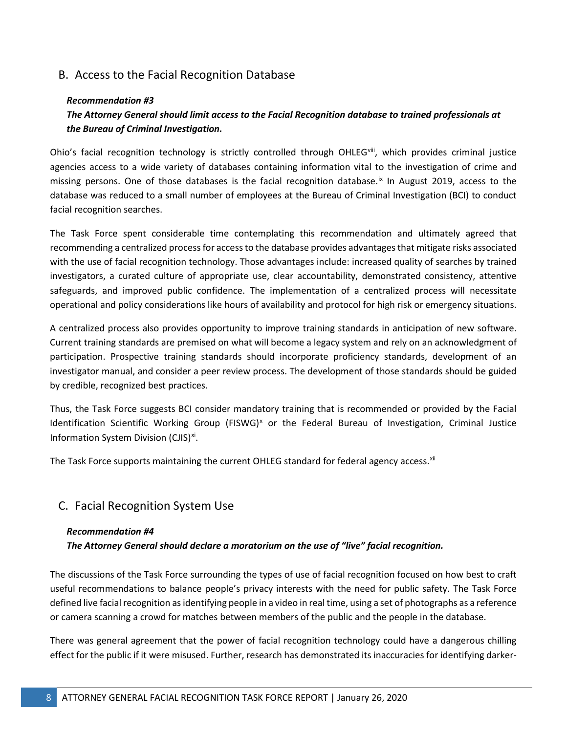## B. Access to the Facial Recognition Database

***Recommendation #3***
***The Attorney General should limit access to the Facial Recognition database to trained professionals at the Bureau of Criminal Investigation.***

Ohio's facial recognition technology is strictly controlled through OHLEG[viii], which provides criminal justice agencies access to a wide variety of databases containing information vital to the investigation of crime and missing persons. One of those databases is the facial recognition database.[ix] In August 2019, access to the database was reduced to a small number of employees at the Bureau of Criminal Investigation (BCI) to conduct facial recognition searches.

The Task Force spent considerable time contemplating this recommendation and ultimately agreed that recommending a centralized process for access to the database provides advantages that mitigate risks associated with the use of facial recognition technology. Those advantages include: increased quality of searches by trained investigators, a curated culture of appropriate use, clear accountability, demonstrated consistency, attentive safeguards, and improved public confidence. The implementation of a centralized process will necessitate operational and policy considerations like hours of availability and protocol for high risk or emergency situations.

A centralized process also provides opportunity to improve training standards in anticipation of new software. Current training standards are premised on what will become a legacy system and rely on an acknowledgment of participation. Prospective training standards should incorporate proficiency standards, development of an investigator manual, and consider a peer review process. The development of those standards should be guided by credible, recognized best practices.

Thus, the Task Force suggests BCI consider mandatory training that is recommended or provided by the Facial Identification Scientific Working Group (FISWG)[x] or the Federal Bureau of Investigation, Criminal Justice Information System Division (CJIS)[xi].

The Task Force supports maintaining the current OHLEG standard for federal agency access.[xii]

## C. Facial Recognition System Use

***Recommendation #4***
***The Attorney General should declare a moratorium on the use of "live" facial recognition.***

The discussions of the Task Force surrounding the types of use of facial recognition focused on how best to craft useful recommendations to balance people's privacy interests with the need for public safety. The Task Force defined live facial recognition as identifying people in a video in real time, using a set of photographs as a reference or camera scanning a crowd for matches between members of the public and the people in the database.

There was general agreement that the power of facial recognition technology could have a dangerous chilling effect for the public if it were misused. Further, research has demonstrated its inaccuracies for identifying darker-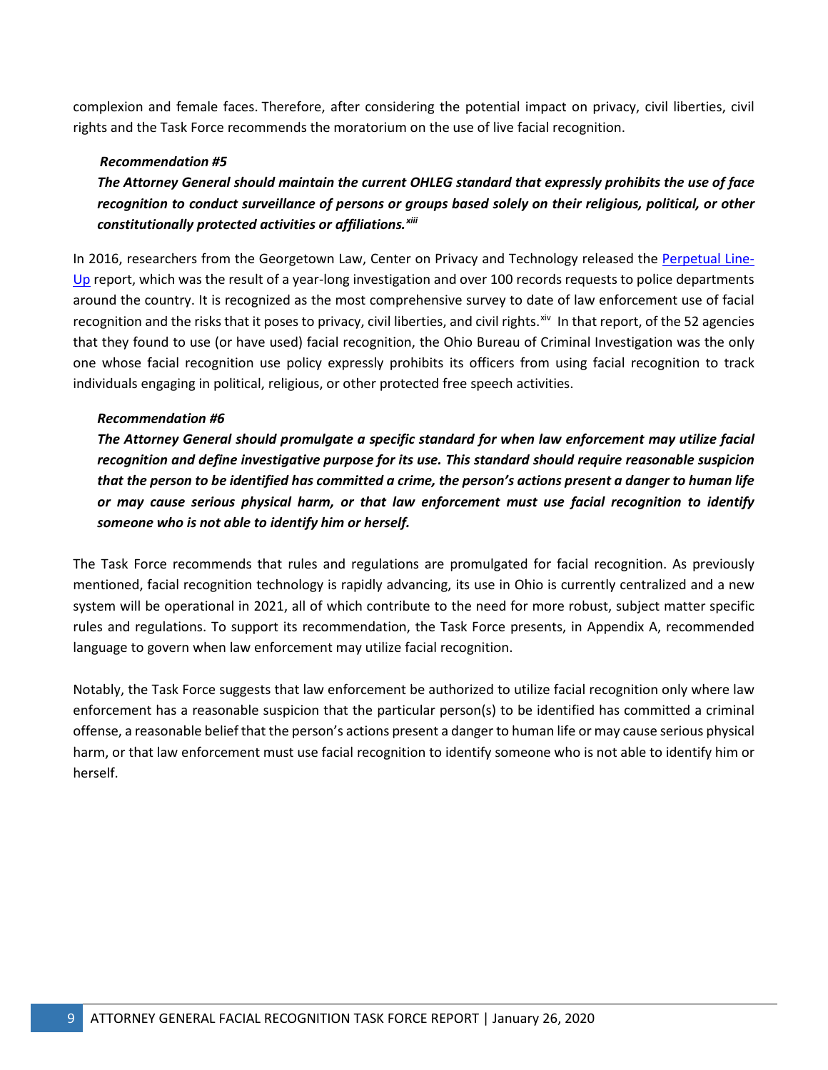complexion and female faces. Therefore, after considering the potential impact on privacy, civil liberties, civil rights and the Task Force recommends the moratorium on the use of live facial recognition.

***Recommendation #5***

***The Attorney General should maintain the current OHLEG standard that expressly prohibits the use of face recognition to conduct surveillance of persons or groups based solely on their religious, political, or other constitutionally protected activities or affiliations.***[xiii]

In 2016, researchers from the Georgetown Law, Center on Privacy and Technology released the Perpetual Line-Up report, which was the result of a year-long investigation and over 100 records requests to police departments around the country. It is recognized as the most comprehensive survey to date of law enforcement use of facial recognition and the risks that it poses to privacy, civil liberties, and civil rights.[xiv] In that report, of the 52 agencies that they found to use (or have used) facial recognition, the Ohio Bureau of Criminal Investigation was the only one whose facial recognition use policy expressly prohibits its officers from using facial recognition to track individuals engaging in political, religious, or other protected free speech activities.

***Recommendation #6***

***The Attorney General should promulgate a specific standard for when law enforcement may utilize facial recognition and define investigative purpose for its use. This standard should require reasonable suspicion that the person to be identified has committed a crime, the person's actions present a danger to human life or may cause serious physical harm, or that law enforcement must use facial recognition to identify someone who is not able to identify him or herself.***

The Task Force recommends that rules and regulations are promulgated for facial recognition. As previously mentioned, facial recognition technology is rapidly advancing, its use in Ohio is currently centralized and a new system will be operational in 2021, all of which contribute to the need for more robust, subject matter specific rules and regulations. To support its recommendation, the Task Force presents, in Appendix A, recommended language to govern when law enforcement may utilize facial recognition.

Notably, the Task Force suggests that law enforcement be authorized to utilize facial recognition only where law enforcement has a reasonable suspicion that the particular person(s) to be identified has committed a criminal offense, a reasonable belief that the person's actions present a danger to human life or may cause serious physical harm, or that law enforcement must use facial recognition to identify someone who is not able to identify him or herself.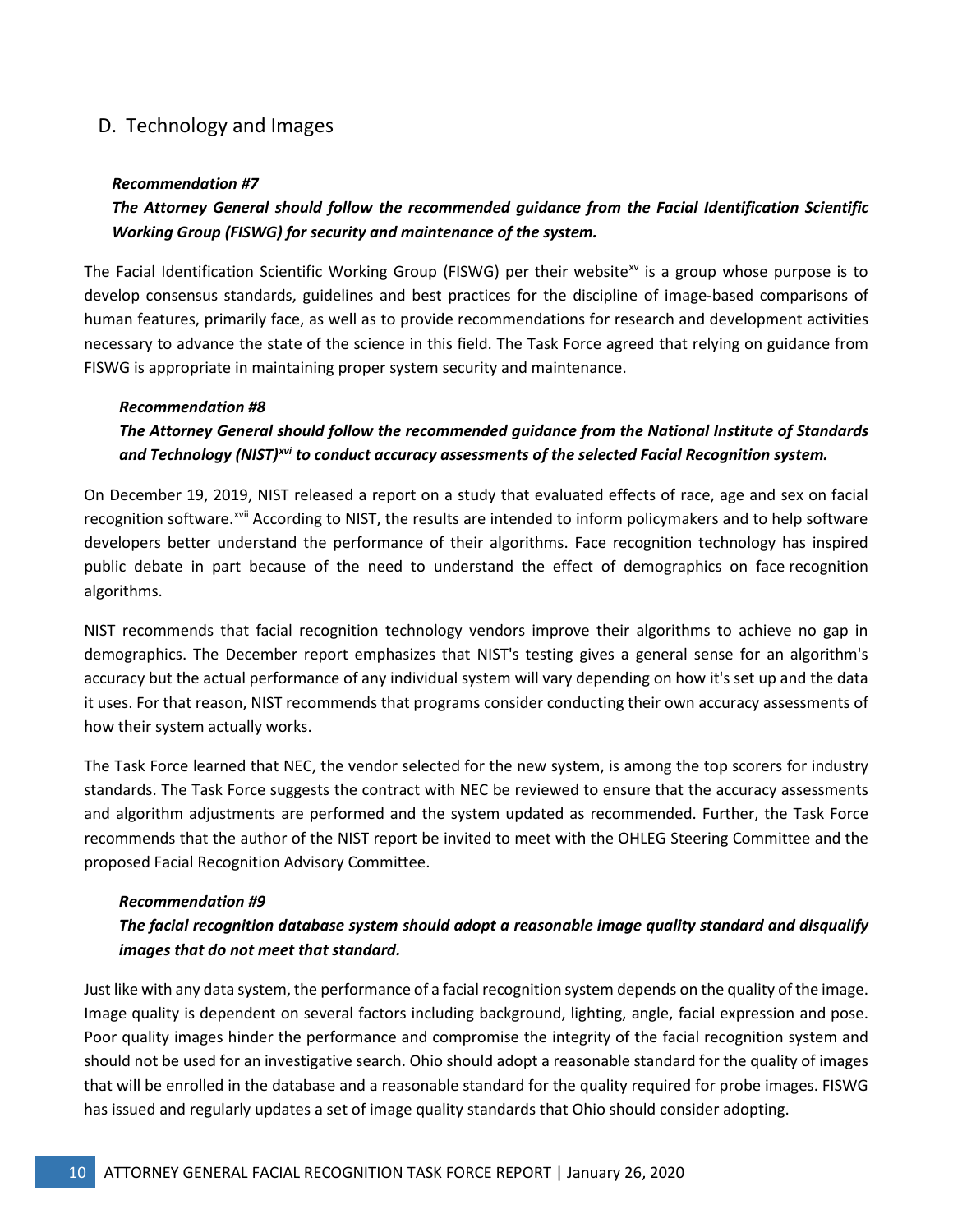## D. Technology and Images

***Recommendation #7***

***The Attorney General should follow the recommended guidance from the Facial Identification Scientific Working Group (FISWG) for security and maintenance of the system.***

The Facial Identification Scientific Working Group (FISWG) per their website[xv] is a group whose purpose is to develop consensus standards, guidelines and best practices for the discipline of image-based comparisons of human features, primarily face, as well as to provide recommendations for research and development activities necessary to advance the state of the science in this field. The Task Force agreed that relying on guidance from FISWG is appropriate in maintaining proper system security and maintenance.

***Recommendation #8***

***The Attorney General should follow the recommended guidance from the National Institute of Standards and Technology (NIST)[xvi] to conduct accuracy assessments of the selected Facial Recognition system.***

On December 19, 2019, NIST released a report on a study that evaluated effects of race, age and sex on facial recognition software.[xvii] According to NIST, the results are intended to inform policymakers and to help software developers better understand the performance of their algorithms. Face recognition technology has inspired public debate in part because of the need to understand the effect of demographics on face recognition algorithms.

NIST recommends that facial recognition technology vendors improve their algorithms to achieve no gap in demographics. The December report emphasizes that NIST's testing gives a general sense for an algorithm's accuracy but the actual performance of any individual system will vary depending on how it's set up and the data it uses. For that reason, NIST recommends that programs consider conducting their own accuracy assessments of how their system actually works.

The Task Force learned that NEC, the vendor selected for the new system, is among the top scorers for industry standards. The Task Force suggests the contract with NEC be reviewed to ensure that the accuracy assessments and algorithm adjustments are performed and the system updated as recommended. Further, the Task Force recommends that the author of the NIST report be invited to meet with the OHLEG Steering Committee and the proposed Facial Recognition Advisory Committee.

***Recommendation #9***

***The facial recognition database system should adopt a reasonable image quality standard and disqualify images that do not meet that standard.***

Just like with any data system, the performance of a facial recognition system depends on the quality of the image. Image quality is dependent on several factors including background, lighting, angle, facial expression and pose. Poor quality images hinder the performance and compromise the integrity of the facial recognition system and should not be used for an investigative search. Ohio should adopt a reasonable standard for the quality of images that will be enrolled in the database and a reasonable standard for the quality required for probe images. FISWG has issued and regularly updates a set of image quality standards that Ohio should consider adopting.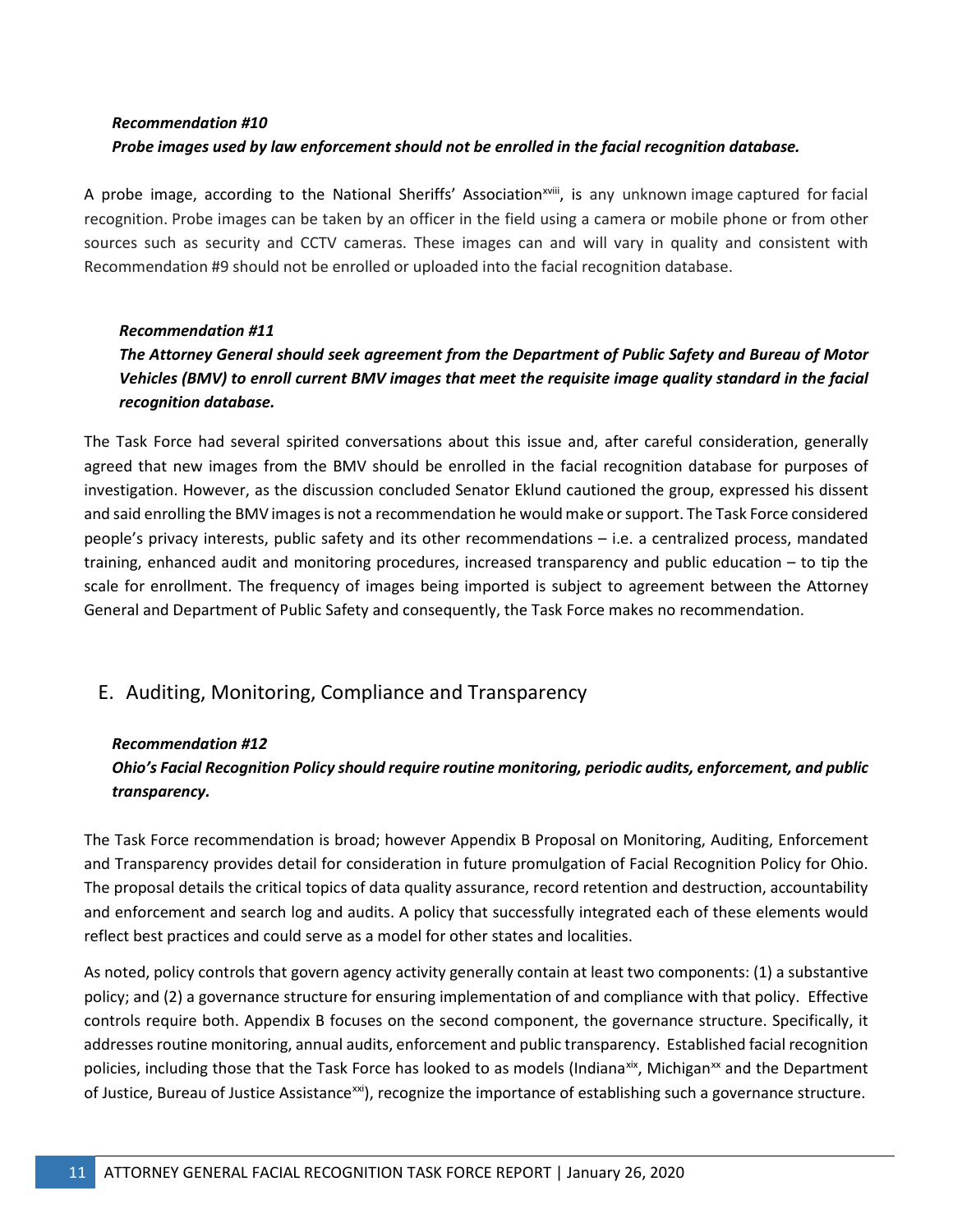***Recommendation #10***

***Probe images used by law enforcement should not be enrolled in the facial recognition database.***

A probe image, according to the National Sheriffs' Association[xviii], is any unknown image captured for facial recognition. Probe images can be taken by an officer in the field using a camera or mobile phone or from other sources such as security and CCTV cameras. These images can and will vary in quality and consistent with Recommendation #9 should not be enrolled or uploaded into the facial recognition database.

***Recommendation #11***

***The Attorney General should seek agreement from the Department of Public Safety and Bureau of Motor Vehicles (BMV) to enroll current BMV images that meet the requisite image quality standard in the facial recognition database.***

The Task Force had several spirited conversations about this issue and, after careful consideration, generally agreed that new images from the BMV should be enrolled in the facial recognition database for purposes of investigation. However, as the discussion concluded Senator Eklund cautioned the group, expressed his dissent and said enrolling the BMV images is not a recommendation he would make or support. The Task Force considered people's privacy interests, public safety and its other recommendations – i.e. a centralized process, mandated training, enhanced audit and monitoring procedures, increased transparency and public education – to tip the scale for enrollment. The frequency of images being imported is subject to agreement between the Attorney General and Department of Public Safety and consequently, the Task Force makes no recommendation.

## E. Auditing, Monitoring, Compliance and Transparency

***Recommendation #12***

***Ohio's Facial Recognition Policy should require routine monitoring, periodic audits, enforcement, and public transparency.***

The Task Force recommendation is broad; however Appendix B Proposal on Monitoring, Auditing, Enforcement and Transparency provides detail for consideration in future promulgation of Facial Recognition Policy for Ohio. The proposal details the critical topics of data quality assurance, record retention and destruction, accountability and enforcement and search log and audits. A policy that successfully integrated each of these elements would reflect best practices and could serve as a model for other states and localities.

As noted, policy controls that govern agency activity generally contain at least two components: (1) a substantive policy; and (2) a governance structure for ensuring implementation of and compliance with that policy. Effective controls require both. Appendix B focuses on the second component, the governance structure. Specifically, it addresses routine monitoring, annual audits, enforcement and public transparency. Established facial recognition policies, including those that the Task Force has looked to as models (Indiana[xix], Michigan[xx] and the Department of Justice, Bureau of Justice Assistance[xxi]), recognize the importance of establishing such a governance structure.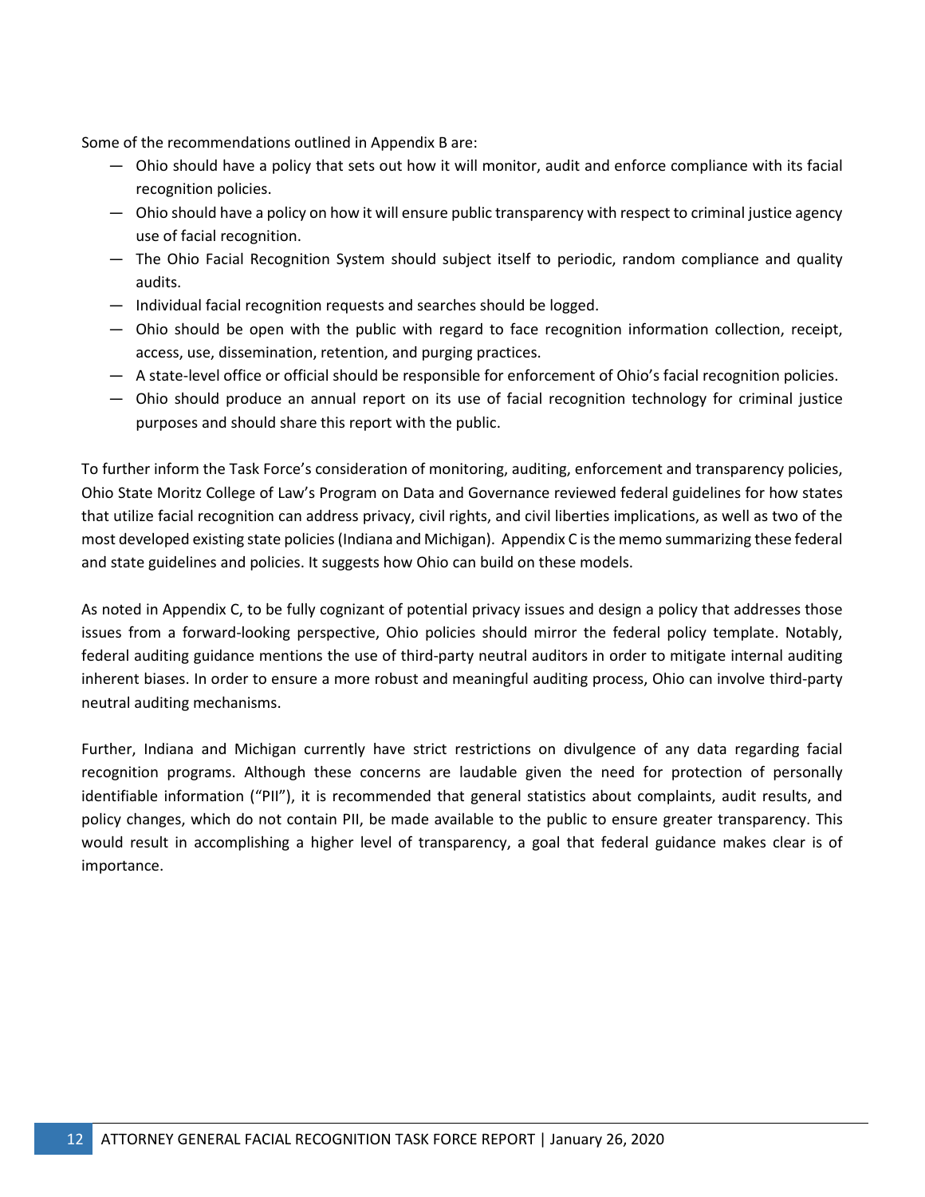Some of the recommendations outlined in Appendix B are:

- Ohio should have a policy that sets out how it will monitor, audit and enforce compliance with its facial recognition policies.
- Ohio should have a policy on how it will ensure public transparency with respect to criminal justice agency use of facial recognition.
- The Ohio Facial Recognition System should subject itself to periodic, random compliance and quality audits.
- Individual facial recognition requests and searches should be logged.
- Ohio should be open with the public with regard to face recognition information collection, receipt, access, use, dissemination, retention, and purging practices.
- A state-level office or official should be responsible for enforcement of Ohio's facial recognition policies.
- Ohio should produce an annual report on its use of facial recognition technology for criminal justice purposes and should share this report with the public.

To further inform the Task Force's consideration of monitoring, auditing, enforcement and transparency policies, Ohio State Moritz College of Law's Program on Data and Governance reviewed federal guidelines for how states that utilize facial recognition can address privacy, civil rights, and civil liberties implications, as well as two of the most developed existing state policies (Indiana and Michigan). Appendix C is the memo summarizing these federal and state guidelines and policies. It suggests how Ohio can build on these models.

As noted in Appendix C, to be fully cognizant of potential privacy issues and design a policy that addresses those issues from a forward-looking perspective, Ohio policies should mirror the federal policy template. Notably, federal auditing guidance mentions the use of third-party neutral auditors in order to mitigate internal auditing inherent biases. In order to ensure a more robust and meaningful auditing process, Ohio can involve third-party neutral auditing mechanisms.

Further, Indiana and Michigan currently have strict restrictions on divulgence of any data regarding facial recognition programs. Although these concerns are laudable given the need for protection of personally identifiable information ("PII"), it is recommended that general statistics about complaints, audit results, and policy changes, which do not contain PII, be made available to the public to ensure greater transparency. This would result in accomplishing a higher level of transparency, a goal that federal guidance makes clear is of importance.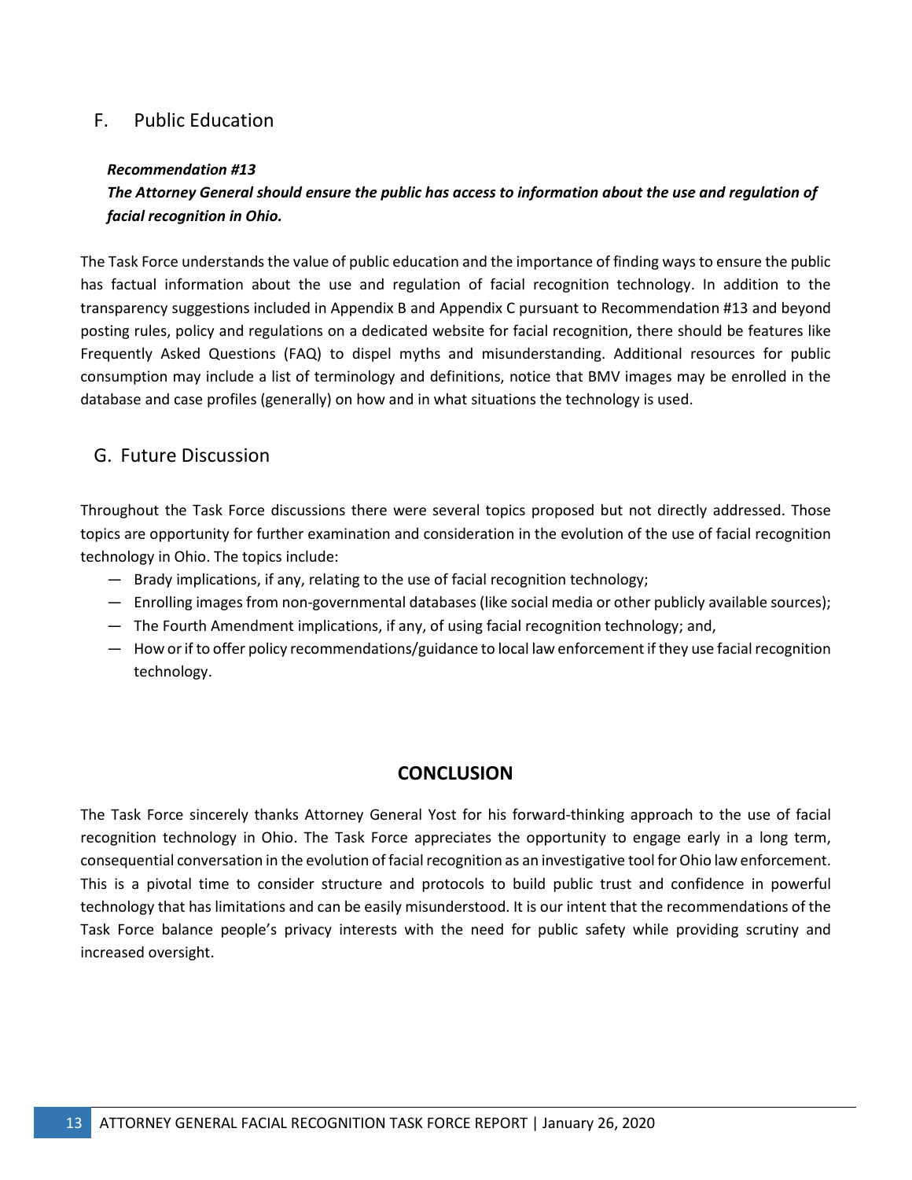## F. Public Education

***Recommendation #13***

***The Attorney General should ensure the public has access to information about the use and regulation of facial recognition in Ohio.***

The Task Force understands the value of public education and the importance of finding ways to ensure the public has factual information about the use and regulation of facial recognition technology. In addition to the transparency suggestions included in Appendix B and Appendix C pursuant to Recommendation #13 and beyond posting rules, policy and regulations on a dedicated website for facial recognition, there should be features like Frequently Asked Questions (FAQ) to dispel myths and misunderstanding. Additional resources for public consumption may include a list of terminology and definitions, notice that BMV images may be enrolled in the database and case profiles (generally) on how and in what situations the technology is used.

## G. Future Discussion

Throughout the Task Force discussions there were several topics proposed but not directly addressed. Those topics are opportunity for further examination and consideration in the evolution of the use of facial recognition technology in Ohio. The topics include:

- Brady implications, if any, relating to the use of facial recognition technology;
- Enrolling images from non-governmental databases (like social media or other publicly available sources);
- The Fourth Amendment implications, if any, of using facial recognition technology; and,
- How or if to offer policy recommendations/guidance to local law enforcement if they use facial recognition technology.

# CONCLUSION

The Task Force sincerely thanks Attorney General Yost for his forward-thinking approach to the use of facial recognition technology in Ohio. The Task Force appreciates the opportunity to engage early in a long term, consequential conversation in the evolution of facial recognition as an investigative tool for Ohio law enforcement. This is a pivotal time to consider structure and protocols to build public trust and confidence in powerful technology that has limitations and can be easily misunderstood. It is our intent that the recommendations of the Task Force balance people's privacy interests with the need for public safety while providing scrutiny and increased oversight.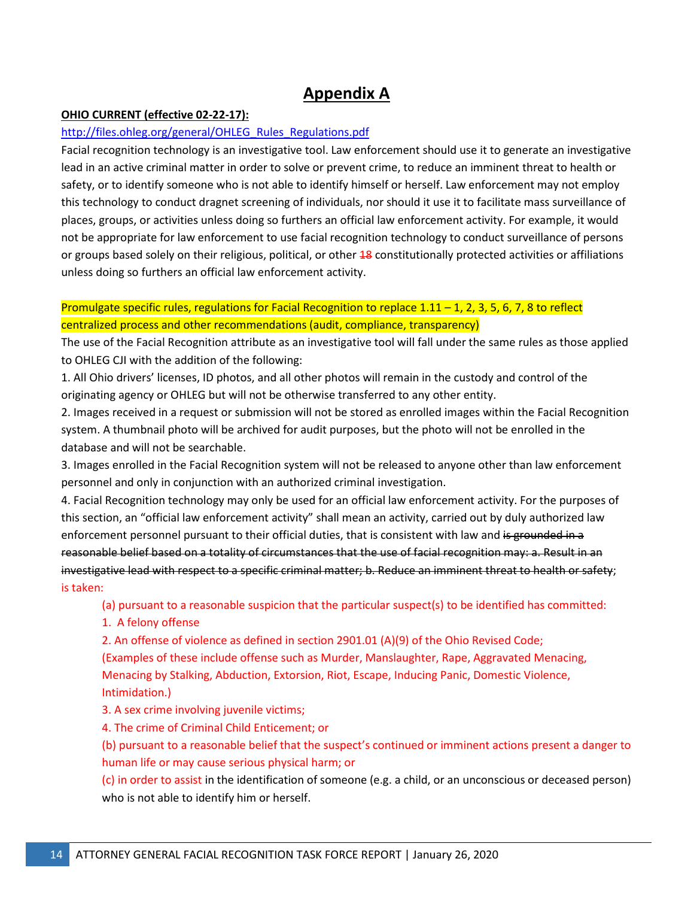# Appendix A

**OHIO CURRENT (effective 02-22-17):**

http://files.ohleg.org/general/OHLEG_Rules_Regulations.pdf

Facial recognition technology is an investigative tool. Law enforcement should use it to generate an investigative lead in an active criminal matter in order to solve or prevent crime, to reduce an imminent threat to health or safety, or to identify someone who is not able to identify himself or herself. Law enforcement may not employ this technology to conduct dragnet screening of individuals, nor should it use it to facilitate mass surveillance of places, groups, or activities unless doing so furthers an official law enforcement activity. For example, it would not be appropriate for law enforcement to use facial recognition technology to conduct surveillance of persons or groups based solely on their religious, political, or other ~~18~~ constitutionally protected activities or affiliations unless doing so furthers an official law enforcement activity.

Promulgate specific rules, regulations for Facial Recognition to replace 1.11 – 1, 2, 3, 5, 6, 7, 8 to reflect centralized process and other recommendations (audit, compliance, transparency)

The use of the Facial Recognition attribute as an investigative tool will fall under the same rules as those applied to OHLEG CJI with the addition of the following:

1. All Ohio drivers' licenses, ID photos, and all other photos will remain in the custody and control of the originating agency or OHLEG but will not be otherwise transferred to any other entity.
2. Images received in a request or submission will not be stored as enrolled images within the Facial Recognition system. A thumbnail photo will be archived for audit purposes, but the photo will not be enrolled in the database and will not be searchable.
3. Images enrolled in the Facial Recognition system will not be released to anyone other than law enforcement personnel and only in conjunction with an authorized criminal investigation.
4. Facial Recognition technology may only be used for an official law enforcement activity. For the purposes of this section, an "official law enforcement activity" shall mean an activity, carried out by duly authorized law enforcement personnel pursuant to their official duties, that is consistent with law and ~~is grounded in a reasonable belief based on a totality of circumstances that the use of facial recognition may: a. Result in an investigative lead with respect to a specific criminal matter; b. Reduce an imminent threat to health or safety~~; is taken:

    (a) pursuant to a reasonable suspicion that the particular suspect(s) to be identified has committed:

    1. A felony offense
    2. An offense of violence as defined in section 2901.01 (A)(9) of the Ohio Revised Code;
       (Examples of these include offense such as Murder, Manslaughter, Rape, Aggravated Menacing, Menacing by Stalking, Abduction, Extorsion, Riot, Escape, Inducing Panic, Domestic Violence, Intimidation.)
    3. A sex crime involving juvenile victims;
    4. The crime of Criminal Child Enticement; or

    (b) pursuant to a reasonable belief that the suspect's continued or imminent actions present a danger to human life or may cause serious physical harm; or

    (c) in order to assist in the identification of someone (e.g. a child, or an unconscious or deceased person) who is not able to identify him or herself.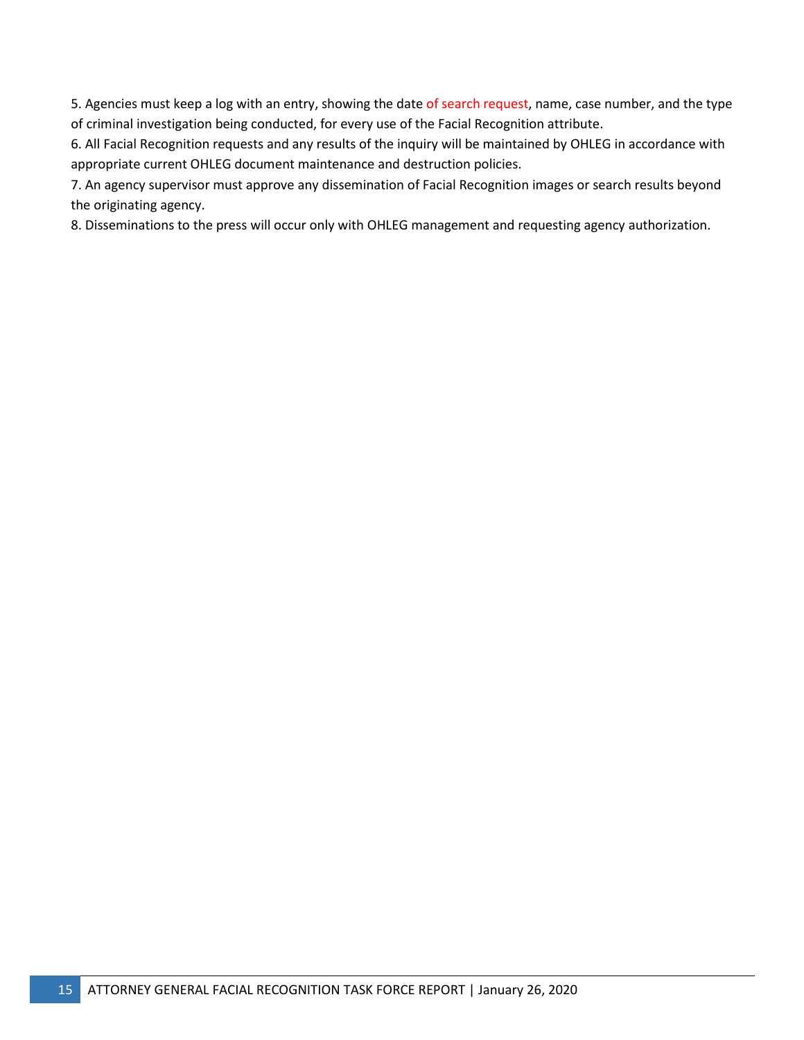5. Agencies must keep a log with an entry, showing the date of search request, name, case number, and the type of criminal investigation being conducted, for every use of the Facial Recognition attribute.

6. All Facial Recognition requests and any results of the inquiry will be maintained by OHLEG in accordance with appropriate current OHLEG document maintenance and destruction policies.

7. An agency supervisor must approve any dissemination of Facial Recognition images or search results beyond the originating agency.

8. Disseminations to the press will occur only with OHLEG management and requesting agency authorization.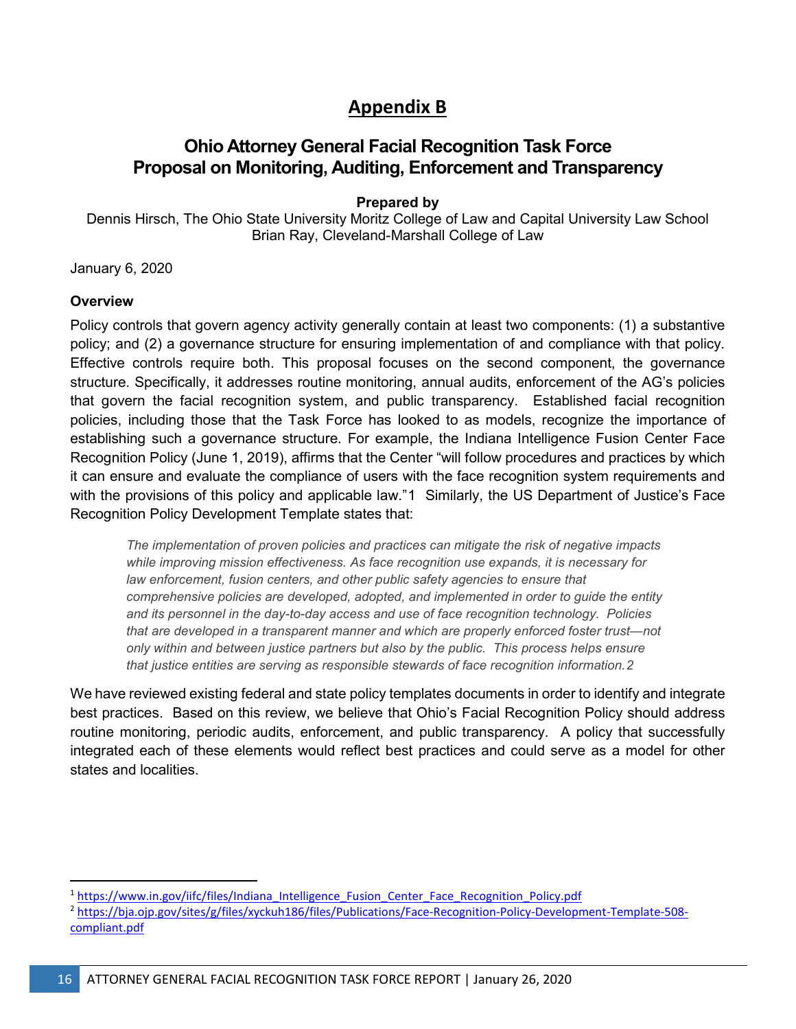# Appendix B

## Ohio Attorney General Facial Recognition Task Force Proposal on Monitoring, Auditing, Enforcement and Transparency

**Prepared by**

Dennis Hirsch, The Ohio State University Moritz College of Law and Capital University Law School
Brian Ray, Cleveland-Marshall College of Law

January 6, 2020

### Overview

Policy controls that govern agency activity generally contain at least two components: (1) a substantive policy; and (2) a governance structure for ensuring implementation of and compliance with that policy. Effective controls require both. This proposal focuses on the second component, the governance structure. Specifically, it addresses routine monitoring, annual audits, enforcement of the AG's policies that govern the facial recognition system, and public transparency. Established facial recognition policies, including those that the Task Force has looked to as models, recognize the importance of establishing such a governance structure. For example, the Indiana Intelligence Fusion Center Face Recognition Policy (June 1, 2019), affirms that the Center "will follow procedures and practices by which it can ensure and evaluate the compliance of users with the face recognition system requirements and with the provisions of this policy and applicable law."[1] Similarly, the US Department of Justice's Face Recognition Policy Development Template states that:

> *The implementation of proven policies and practices can mitigate the risk of negative impacts while improving mission effectiveness. As face recognition use expands, it is necessary for law enforcement, fusion centers, and other public safety agencies to ensure that comprehensive policies are developed, adopted, and implemented in order to guide the entity and its personnel in the day-to-day access and use of face recognition technology. Policies that are developed in a transparent manner and which are properly enforced foster trust—not only within and between justice partners but also by the public. This process helps ensure that justice entities are serving as responsible stewards of face recognition information.*[2]

We have reviewed existing federal and state policy templates documents in order to identify and integrate best practices. Based on this review, we believe that Ohio's Facial Recognition Policy should address routine monitoring, periodic audits, enforcement, and public transparency. A policy that successfully integrated each of these elements would reflect best practices and could serve as a model for other states and localities.

---

[1] https://www.in.gov/iifc/files/Indiana_Intelligence_Fusion_Center_Face_Recognition_Policy.pdf

[2] https://bja.ojp.gov/sites/g/files/xyckuh186/files/Publications/Face-Recognition-Policy-Development-Template-508-compliant.pdf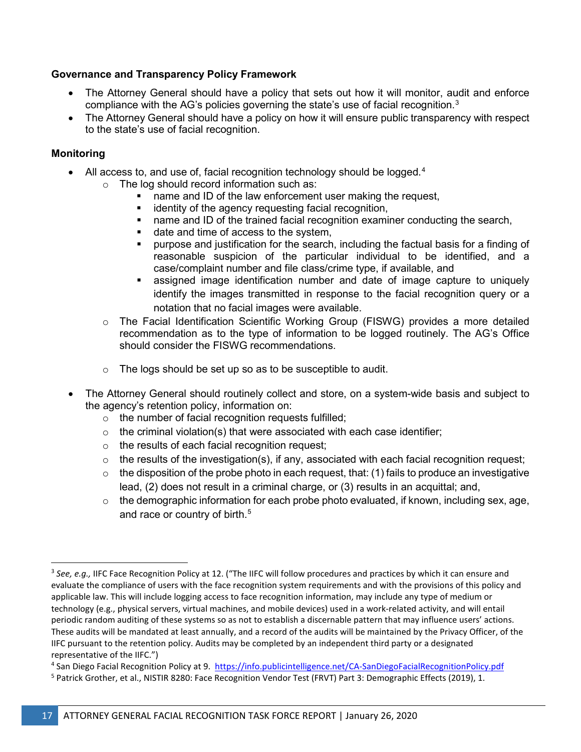**Governance and Transparency Policy Framework**

- The Attorney General should have a policy that sets out how it will monitor, audit and enforce compliance with the AG's policies governing the state's use of facial recognition.[3]
- The Attorney General should have a policy on how it will ensure public transparency with respect to the state's use of facial recognition.

**Monitoring**

- All access to, and use of, facial recognition technology should be logged.[4]
  - The log should record information such as:
    - name and ID of the law enforcement user making the request,
    - identity of the agency requesting facial recognition,
    - name and ID of the trained facial recognition examiner conducting the search,
    - date and time of access to the system,
    - purpose and justification for the search, including the factual basis for a finding of reasonable suspicion of the particular individual to be identified, and a case/complaint number and file class/crime type, if available, and
    - assigned image identification number and date of image capture to uniquely identify the images transmitted in response to the facial recognition query or a notation that no facial images were available.
  - The Facial Identification Scientific Working Group (FISWG) provides a more detailed recommendation as to the type of information to be logged routinely. The AG's Office should consider the FISWG recommendations.
  - The logs should be set up so as to be susceptible to audit.
- The Attorney General should routinely collect and store, on a system-wide basis and subject to the agency's retention policy, information on:
  - the number of facial recognition requests fulfilled;
  - the criminal violation(s) that were associated with each case identifier;
  - the results of each facial recognition request;
  - the results of the investigation(s), if any, associated with each facial recognition request;
  - the disposition of the probe photo in each request, that: (1) fails to produce an investigative lead, (2) does not result in a criminal charge, or (3) results in an acquittal; and,
  - the demographic information for each probe photo evaluated, if known, including sex, age, and race or country of birth.[5]

---

[3] *See, e.g.,* IIFC Face Recognition Policy at 12. ("The IIFC will follow procedures and practices by which it can ensure and evaluate the compliance of users with the face recognition system requirements and with the provisions of this policy and applicable law. This will include logging access to face recognition information, may include any type of medium or technology (e.g., physical servers, virtual machines, and mobile devices) used in a work-related activity, and will entail periodic random auditing of these systems so as not to establish a discernable pattern that may influence users' actions. These audits will be mandated at least annually, and a record of the audits will be maintained by the Privacy Officer, of the IIFC pursuant to the retention policy. Audits may be completed by an independent third party or a designated representative of the IIFC.")

[4] San Diego Facial Recognition Policy at 9. https://info.publicintelligence.net/CA-SanDiegoFacialRecognitionPolicy.pdf

[5] Patrick Grother, et al., NISTIR 8280: Face Recognition Vendor Test (FRVT) Part 3: Demographic Effects (2019), 1.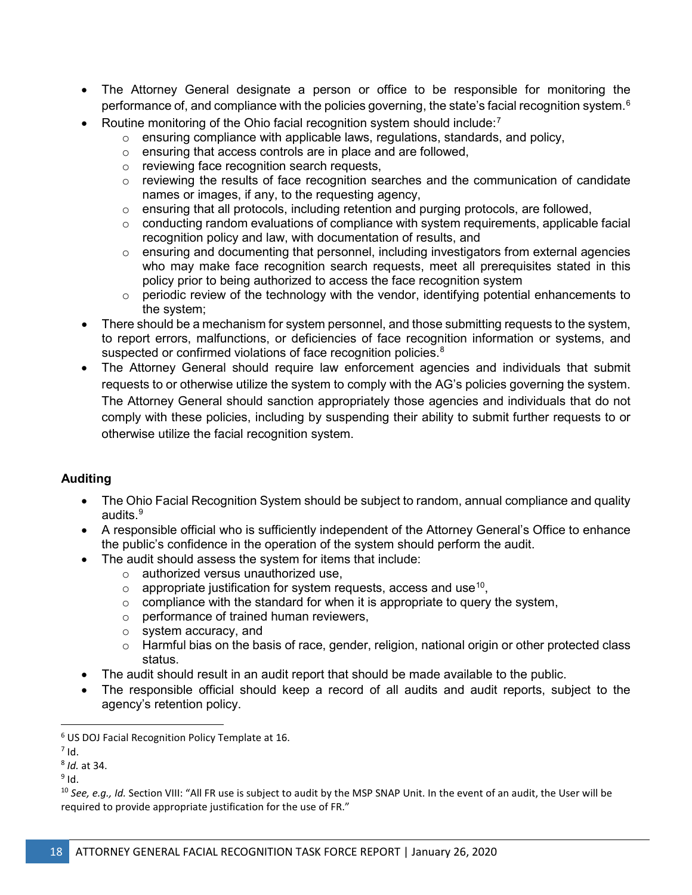- The Attorney General designate a person or office to be responsible for monitoring the performance of, and compliance with the policies governing, the state's facial recognition system.[6]
- Routine monitoring of the Ohio facial recognition system should include:[7]
    - ensuring compliance with applicable laws, regulations, standards, and policy,
    - ensuring that access controls are in place and are followed,
    - reviewing face recognition search requests,
    - reviewing the results of face recognition searches and the communication of candidate names or images, if any, to the requesting agency,
    - ensuring that all protocols, including retention and purging protocols, are followed,
    - conducting random evaluations of compliance with system requirements, applicable facial recognition policy and law, with documentation of results, and
    - ensuring and documenting that personnel, including investigators from external agencies who may make face recognition search requests, meet all prerequisites stated in this policy prior to being authorized to access the face recognition system
    - periodic review of the technology with the vendor, identifying potential enhancements to the system;
- There should be a mechanism for system personnel, and those submitting requests to the system, to report errors, malfunctions, or deficiencies of face recognition information or systems, and suspected or confirmed violations of face recognition policies.[8]
- The Attorney General should require law enforcement agencies and individuals that submit requests to or otherwise utilize the system to comply with the AG's policies governing the system. The Attorney General should sanction appropriately those agencies and individuals that do not comply with these policies, including by suspending their ability to submit further requests to or otherwise utilize the facial recognition system.

**Auditing**

- The Ohio Facial Recognition System should be subject to random, annual compliance and quality audits.[9]
- A responsible official who is sufficiently independent of the Attorney General's Office to enhance the public's confidence in the operation of the system should perform the audit.
- The audit should assess the system for items that include:
    - authorized versus unauthorized use,
    - appropriate justification for system requests, access and use[10],
    - compliance with the standard for when it is appropriate to query the system,
    - performance of trained human reviewers,
    - system accuracy, and
    - Harmful bias on the basis of race, gender, religion, national origin or other protected class status.
- The audit should result in an audit report that should be made available to the public.
- The responsible official should keep a record of all audits and audit reports, subject to the agency's retention policy.

---

[6] US DOJ Facial Recognition Policy Template at 16.

[7] Id.

[8] *Id.* at 34.

[9] Id.

[10] *See, e.g., Id.* Section VIII: "All FR use is subject to audit by the MSP SNAP Unit. In the event of an audit, the User will be required to provide appropriate justification for the use of FR."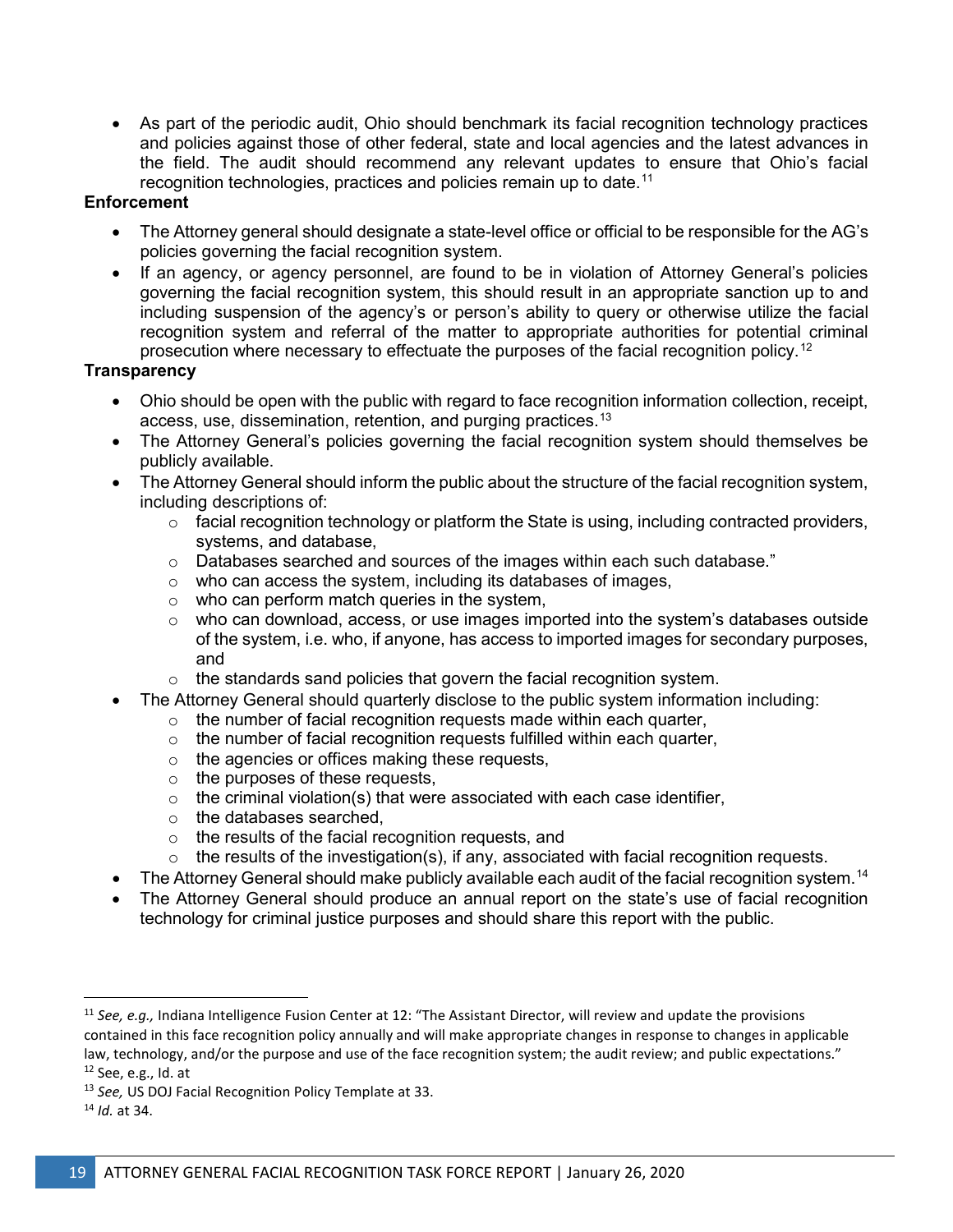- As part of the periodic audit, Ohio should benchmark its facial recognition technology practices and policies against those of other federal, state and local agencies and the latest advances in the field. The audit should recommend any relevant updates to ensure that Ohio's facial recognition technologies, practices and policies remain up to date.[11]

**Enforcement**

- The Attorney general should designate a state-level office or official to be responsible for the AG's policies governing the facial recognition system.
- If an agency, or agency personnel, are found to be in violation of Attorney General's policies governing the facial recognition system, this should result in an appropriate sanction up to and including suspension of the agency's or person's ability to query or otherwise utilize the facial recognition system and referral of the matter to appropriate authorities for potential criminal prosecution where necessary to effectuate the purposes of the facial recognition policy.[12]

**Transparency**

- Ohio should be open with the public with regard to face recognition information collection, receipt, access, use, dissemination, retention, and purging practices.[13]
- The Attorney General's policies governing the facial recognition system should themselves be publicly available.
- The Attorney General should inform the public about the structure of the facial recognition system, including descriptions of:
  - facial recognition technology or platform the State is using, including contracted providers, systems, and database,
  - Databases searched and sources of the images within each such database."
  - who can access the system, including its databases of images,
  - who can perform match queries in the system,
  - who can download, access, or use images imported into the system's databases outside of the system, i.e. who, if anyone, has access to imported images for secondary purposes, and
  - the standards sand policies that govern the facial recognition system.
- The Attorney General should quarterly disclose to the public system information including:
  - the number of facial recognition requests made within each quarter,
  - the number of facial recognition requests fulfilled within each quarter,
  - the agencies or offices making these requests,
  - the purposes of these requests,
  - the criminal violation(s) that were associated with each case identifier,
  - the databases searched,
  - the results of the facial recognition requests, and
  - the results of the investigation(s), if any, associated with facial recognition requests.
- The Attorney General should make publicly available each audit of the facial recognition system.[14]
- The Attorney General should produce an annual report on the state's use of facial recognition technology for criminal justice purposes and should share this report with the public.

---

[11] *See, e.g.,* Indiana Intelligence Fusion Center at 12: "The Assistant Director, will review and update the provisions contained in this face recognition policy annually and will make appropriate changes in response to changes in applicable law, technology, and/or the purpose and use of the face recognition system; the audit review; and public expectations."

[12] See, e.g., Id. at

[13] *See,* US DOJ Facial Recognition Policy Template at 33.

[14] *Id.* at 34.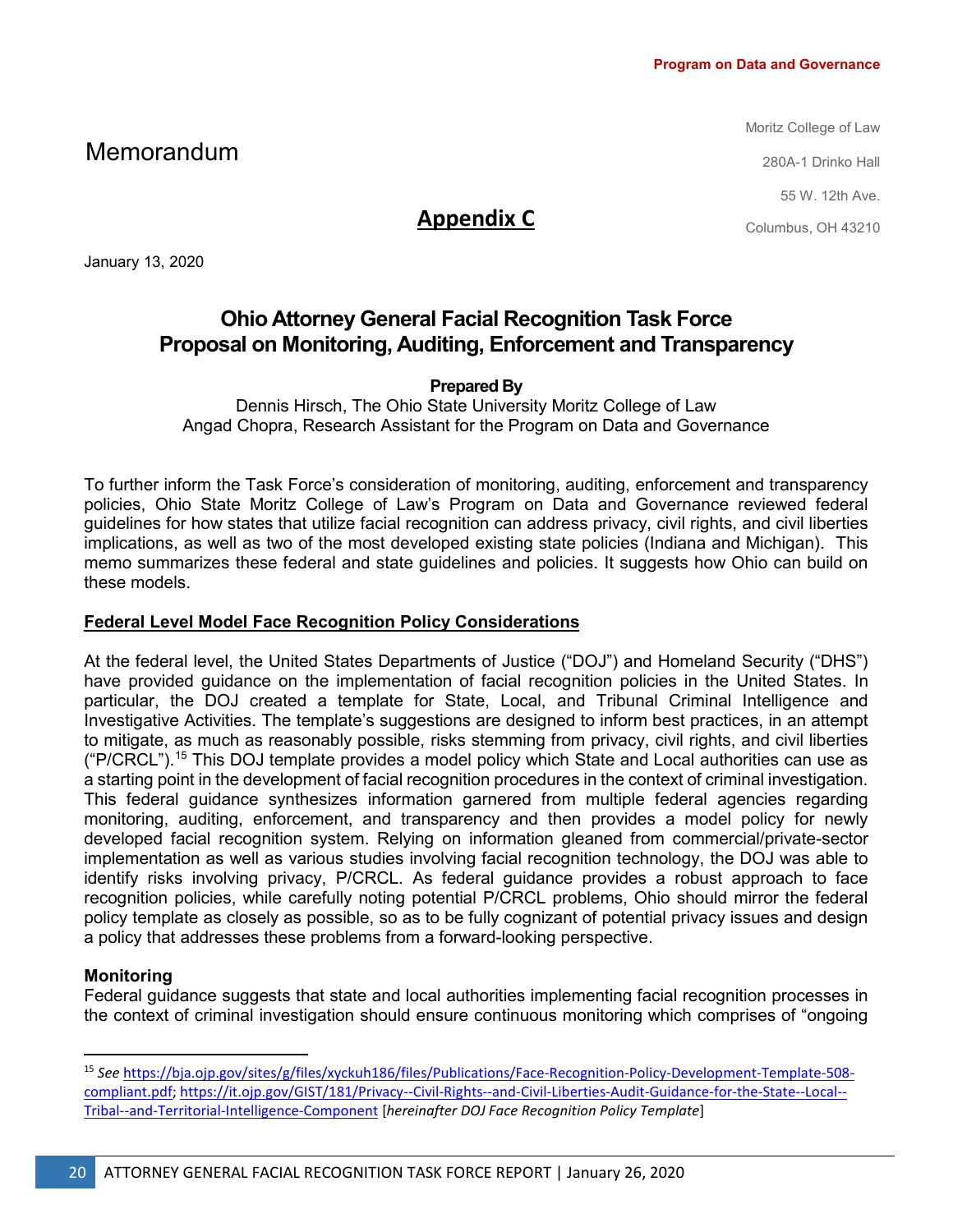Program on Data and Governance

# Memorandum

Moritz College of Law

280A-1 Drinko Hall

55 W. 12th Ave.

Columbus, OH 43210

## Appendix C

January 13, 2020

## Ohio Attorney General Facial Recognition Task Force Proposal on Monitoring, Auditing, Enforcement and Transparency

**Prepared By**

Dennis Hirsch, The Ohio State University Moritz College of Law
Angad Chopra, Research Assistant for the Program on Data and Governance

To further inform the Task Force's consideration of monitoring, auditing, enforcement and transparency policies, Ohio State Moritz College of Law's Program on Data and Governance reviewed federal guidelines for how states that utilize facial recognition can address privacy, civil rights, and civil liberties implications, as well as two of the most developed existing state policies (Indiana and Michigan). This memo summarizes these federal and state guidelines and policies. It suggests how Ohio can build on these models.

### Federal Level Model Face Recognition Policy Considerations

At the federal level, the United States Departments of Justice ("DOJ") and Homeland Security ("DHS") have provided guidance on the implementation of facial recognition policies in the United States. In particular, the DOJ created a template for State, Local, and Tribunal Criminal Intelligence and Investigative Activities. The template's suggestions are designed to inform best practices, in an attempt to mitigate, as much as reasonably possible, risks stemming from privacy, civil rights, and civil liberties ("P/CRCL").[15] This DOJ template provides a model policy which State and Local authorities can use as a starting point in the development of facial recognition procedures in the context of criminal investigation. This federal guidance synthesizes information garnered from multiple federal agencies regarding monitoring, auditing, enforcement, and transparency and then provides a model policy for newly developed facial recognition system. Relying on information gleaned from commercial/private-sector implementation as well as various studies involving facial recognition technology, the DOJ was able to identify risks involving privacy, P/CRCL. As federal guidance provides a robust approach to face recognition policies, while carefully noting potential P/CRCL problems, Ohio should mirror the federal policy template as closely as possible, so as to be fully cognizant of potential privacy issues and design a policy that addresses these problems from a forward-looking perspective.

**Monitoring**

Federal guidance suggests that state and local authorities implementing facial recognition processes in the context of criminal investigation should ensure continuous monitoring which comprises of "ongoing

---

[15] *See* https://bja.ojp.gov/sites/g/files/xyckuh186/files/Publications/Face-Recognition-Policy-Development-Template-508-compliant.pdf; https://it.ojp.gov/GIST/181/Privacy--Civil-Rights--and-Civil-Liberties-Audit-Guidance-for-the-State--Local--Tribal--and-Territorial-Intelligence-Component [*hereinafter DOJ Face Recognition Policy Template*]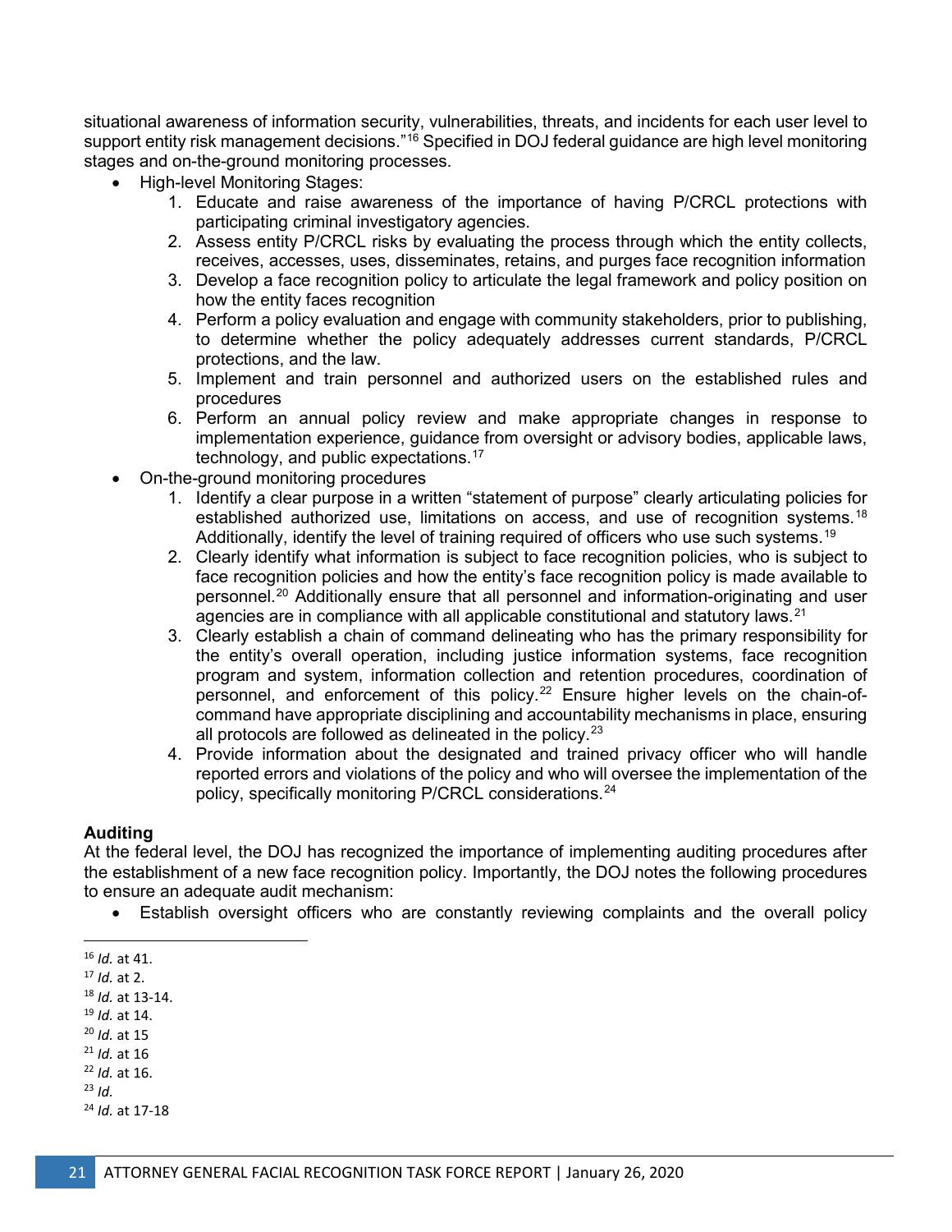situational awareness of information security, vulnerabilities, threats, and incidents for each user level to support entity risk management decisions."[16] Specified in DOJ federal guidance are high level monitoring stages and on-the-ground monitoring processes.

- High-level Monitoring Stages:
    1. Educate and raise awareness of the importance of having P/CRCL protections with participating criminal investigatory agencies.
    2. Assess entity P/CRCL risks by evaluating the process through which the entity collects, receives, accesses, uses, disseminates, retains, and purges face recognition information
    3. Develop a face recognition policy to articulate the legal framework and policy position on how the entity faces recognition
    4. Perform a policy evaluation and engage with community stakeholders, prior to publishing, to determine whether the policy adequately addresses current standards, P/CRCL protections, and the law.
    5. Implement and train personnel and authorized users on the established rules and procedures
    6. Perform an annual policy review and make appropriate changes in response to implementation experience, guidance from oversight or advisory bodies, applicable laws, technology, and public expectations.[17]
- On-the-ground monitoring procedures
    1. Identify a clear purpose in a written "statement of purpose" clearly articulating policies for established authorized use, limitations on access, and use of recognition systems.[18] Additionally, identify the level of training required of officers who use such systems.[19]
    2. Clearly identify what information is subject to face recognition policies, who is subject to face recognition policies and how the entity's face recognition policy is made available to personnel.[20] Additionally ensure that all personnel and information-originating and user agencies are in compliance with all applicable constitutional and statutory laws.[21]
    3. Clearly establish a chain of command delineating who has the primary responsibility for the entity's overall operation, including justice information systems, face recognition program and system, information collection and retention procedures, coordination of personnel, and enforcement of this policy.[22] Ensure higher levels on the chain-of-command have appropriate disciplining and accountability mechanisms in place, ensuring all protocols are followed as delineated in the policy.[23]
    4. Provide information about the designated and trained privacy officer who will handle reported errors and violations of the policy and who will oversee the implementation of the policy, specifically monitoring P/CRCL considerations.[24]

**Auditing**

At the federal level, the DOJ has recognized the importance of implementing auditing procedures after the establishment of a new face recognition policy. Importantly, the DOJ notes the following procedures to ensure an adequate audit mechanism:

- Establish oversight officers who are constantly reviewing complaints and the overall policy

---

[16] *Id.* at 41.

[17] *Id.* at 2.

[18] *Id.* at 13-14.

[19] *Id.* at 14.

[20] *Id.* at 15

[21] *Id.* at 16

[22] *Id.* at 16.

[23] *Id.*

[24] *Id.* at 17-18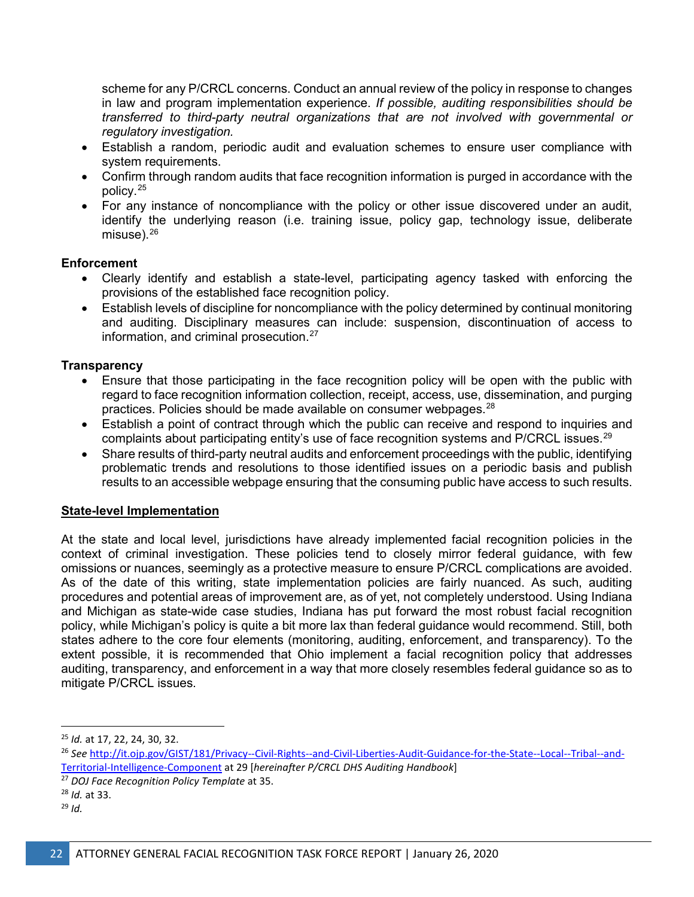scheme for any P/CRCL concerns. Conduct an annual review of the policy in response to changes in law and program implementation experience. *If possible, auditing responsibilities should be transferred to third-party neutral organizations that are not involved with governmental or regulatory investigation.*

- Establish a random, periodic audit and evaluation schemes to ensure user compliance with system requirements.
- Confirm through random audits that face recognition information is purged in accordance with the policy.[25]
- For any instance of noncompliance with the policy or other issue discovered under an audit, identify the underlying reason (i.e. training issue, policy gap, technology issue, deliberate misuse).[26]

**Enforcement**

- Clearly identify and establish a state-level, participating agency tasked with enforcing the provisions of the established face recognition policy.
- Establish levels of discipline for noncompliance with the policy determined by continual monitoring and auditing. Disciplinary measures can include: suspension, discontinuation of access to information, and criminal prosecution.[27]

**Transparency**

- Ensure that those participating in the face recognition policy will be open with the public with regard to face recognition information collection, receipt, access, use, dissemination, and purging practices. Policies should be made available on consumer webpages.[28]
- Establish a point of contract through which the public can receive and respond to inquiries and complaints about participating entity's use of face recognition systems and P/CRCL issues.[29]
- Share results of third-party neutral audits and enforcement proceedings with the public, identifying problematic trends and resolutions to those identified issues on a periodic basis and publish results to an accessible webpage ensuring that the consuming public have access to such results.

## State-level Implementation

At the state and local level, jurisdictions have already implemented facial recognition policies in the context of criminal investigation. These policies tend to closely mirror federal guidance, with few omissions or nuances, seemingly as a protective measure to ensure P/CRCL complications are avoided. As of the date of this writing, state implementation policies are fairly nuanced. As such, auditing procedures and potential areas of improvement are, as of yet, not completely understood. Using Indiana and Michigan as state-wide case studies, Indiana has put forward the most robust facial recognition policy, while Michigan's policy is quite a bit more lax than federal guidance would recommend. Still, both states adhere to the core four elements (monitoring, auditing, enforcement, and transparency). To the extent possible, it is recommended that Ohio implement a facial recognition policy that addresses auditing, transparency, and enforcement in a way that more closely resembles federal guidance so as to mitigate P/CRCL issues.

---

[25] *Id.* at 17, 22, 24, 30, 32.

[26] *See* http://it.ojp.gov/GIST/181/Privacy--Civil-Rights--and-Civil-Liberties-Audit-Guidance-for-the-State--Local--Tribal--and-Territorial-Intelligence-Component at 29 [*hereinafter P/CRCL DHS Auditing Handbook*]

[27] *DOJ Face Recognition Policy Template* at 35.

[28] *Id.* at 33.

[29] *Id.*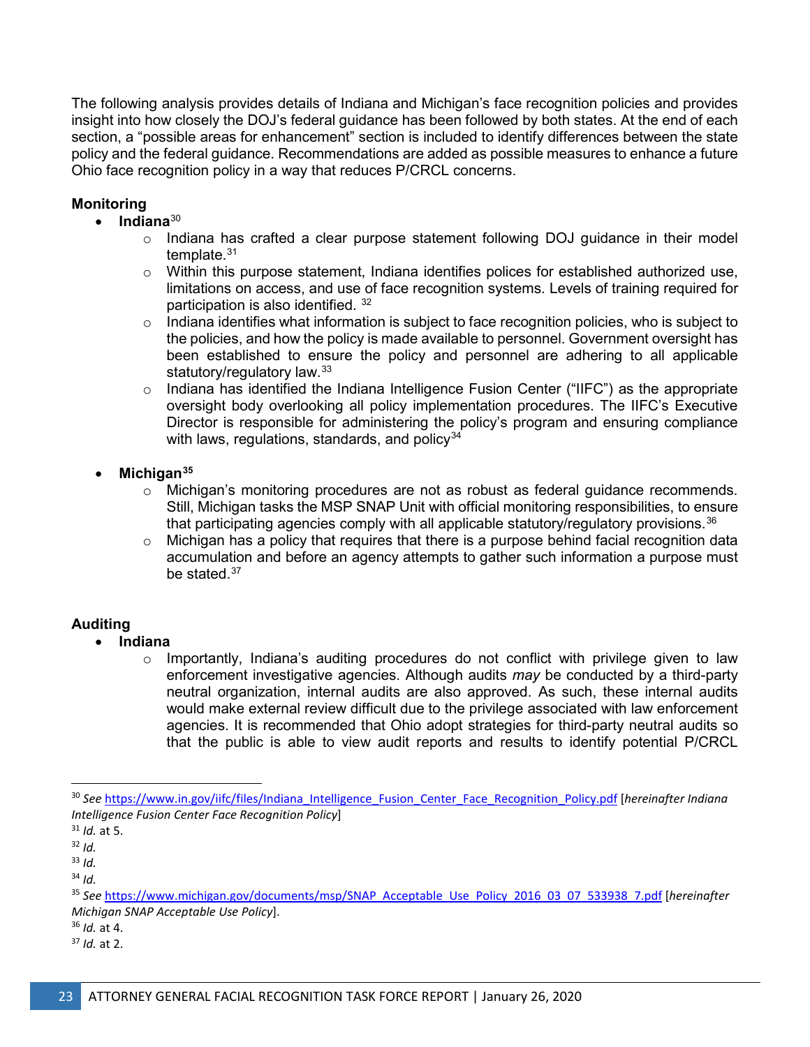The following analysis provides details of Indiana and Michigan's face recognition policies and provides insight into how closely the DOJ's federal guidance has been followed by both states. At the end of each section, a "possible areas for enhancement" section is included to identify differences between the state policy and the federal guidance. Recommendations are added as possible measures to enhance a future Ohio face recognition policy in a way that reduces P/CRCL concerns.

**Monitoring**

- **Indiana**[30]
  - Indiana has crafted a clear purpose statement following DOJ guidance in their model template.[31]
  - Within this purpose statement, Indiana identifies polices for established authorized use, limitations on access, and use of face recognition systems. Levels of training required for participation is also identified. [32]
  - Indiana identifies what information is subject to face recognition policies, who is subject to the policies, and how the policy is made available to personnel. Government oversight has been established to ensure the policy and personnel are adhering to all applicable statutory/regulatory law.[33]
  - Indiana has identified the Indiana Intelligence Fusion Center ("IIFC") as the appropriate oversight body overlooking all policy implementation procedures. The IIFC's Executive Director is responsible for administering the policy's program and ensuring compliance with laws, regulations, standards, and policy[34]
- **Michigan**[35]
  - Michigan's monitoring procedures are not as robust as federal guidance recommends. Still, Michigan tasks the MSP SNAP Unit with official monitoring responsibilities, to ensure that participating agencies comply with all applicable statutory/regulatory provisions.[36]
  - Michigan has a policy that requires that there is a purpose behind facial recognition data accumulation and before an agency attempts to gather such information a purpose must be stated.[37]

**Auditing**

- **Indiana**
  - Importantly, Indiana's auditing procedures do not conflict with privilege given to law enforcement investigative agencies. Although audits *may* be conducted by a third-party neutral organization, internal audits are also approved. As such, these internal audits would make external review difficult due to the privilege associated with law enforcement agencies. It is recommended that Ohio adopt strategies for third-party neutral audits so that the public is able to view audit reports and results to identify potential P/CRCL

---

[30] *See* https://www.in.gov/iifc/files/Indiana_Intelligence_Fusion_Center_Face_Recognition_Policy.pdf [*hereinafter Indiana Intelligence Fusion Center Face Recognition Policy*]

[31] *Id.* at 5.

[32] *Id.*

[33] *Id.*

[34] *Id.*

[35] *See* https://www.michigan.gov/documents/msp/SNAP_Acceptable_Use_Policy_2016_03_07_533938_7.pdf [*hereinafter Michigan SNAP Acceptable Use Policy*].

[36] *Id.* at 4.

[37] *Id.* at 2.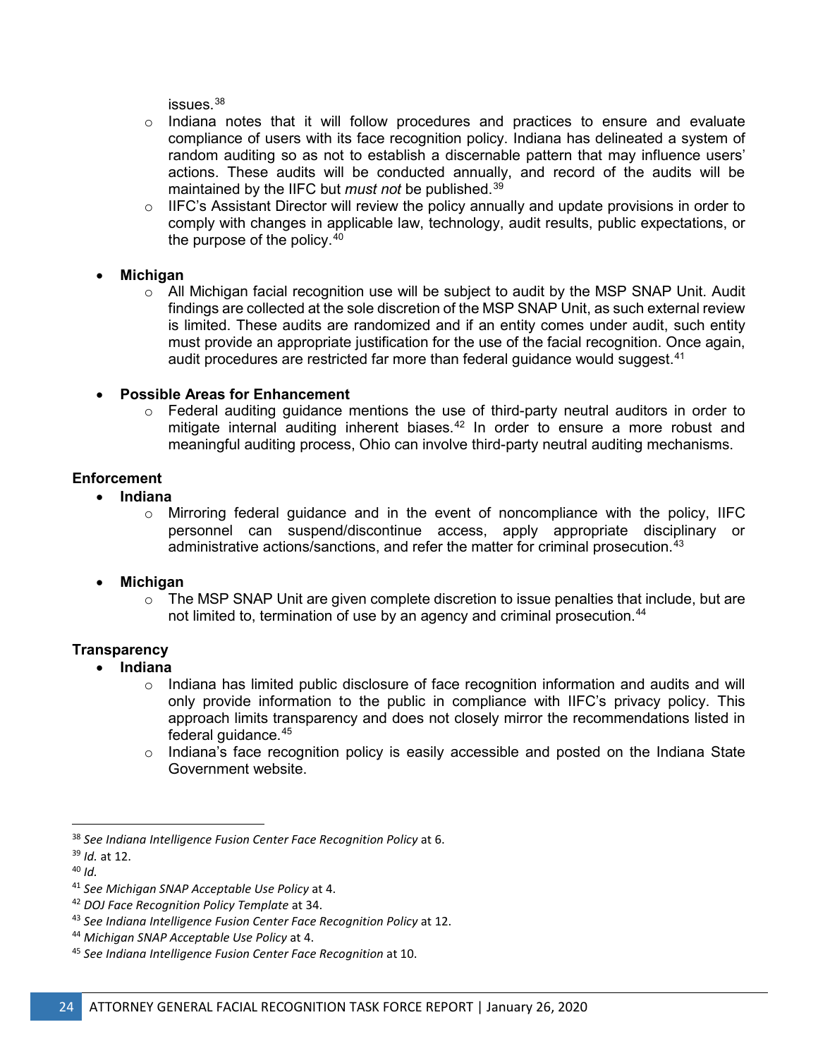issues.[38]

- Indiana notes that it will follow procedures and practices to ensure and evaluate compliance of users with its face recognition policy. Indiana has delineated a system of random auditing so as not to establish a discernable pattern that may influence users' actions. These audits will be conducted annually, and record of the audits will be maintained by the IIFC but *must not* be published.[39]
- IIFC's Assistant Director will review the policy annually and update provisions in order to comply with changes in applicable law, technology, audit results, public expectations, or the purpose of the policy.[40]

- **Michigan**
  - All Michigan facial recognition use will be subject to audit by the MSP SNAP Unit. Audit findings are collected at the sole discretion of the MSP SNAP Unit, as such external review is limited. These audits are randomized and if an entity comes under audit, such entity must provide an appropriate justification for the use of the facial recognition. Once again, audit procedures are restricted far more than federal guidance would suggest.[41]

- **Possible Areas for Enhancement**
  - Federal auditing guidance mentions the use of third-party neutral auditors in order to mitigate internal auditing inherent biases.[42] In order to ensure a more robust and meaningful auditing process, Ohio can involve third-party neutral auditing mechanisms.

**Enforcement**

- **Indiana**
  - Mirroring federal guidance and in the event of noncompliance with the policy, IIFC personnel can suspend/discontinue access, apply appropriate disciplinary or administrative actions/sanctions, and refer the matter for criminal prosecution.[43]

- **Michigan**
  - The MSP SNAP Unit are given complete discretion to issue penalties that include, but are not limited to, termination of use by an agency and criminal prosecution.[44]

**Transparency**

- **Indiana**
  - Indiana has limited public disclosure of face recognition information and audits and will only provide information to the public in compliance with IIFC's privacy policy. This approach limits transparency and does not closely mirror the recommendations listed in federal guidance.[45]
  - Indiana's face recognition policy is easily accessible and posted on the Indiana State Government website.

---

[38] *See Indiana Intelligence Fusion Center Face Recognition Policy* at 6.

[39] *Id.* at 12.

[40] *Id.*

[41] *See Michigan SNAP Acceptable Use Policy* at 4.

[42] *DOJ Face Recognition Policy Template* at 34.

[43] *See Indiana Intelligence Fusion Center Face Recognition Policy* at 12.

[44] *Michigan SNAP Acceptable Use Policy* at 4.

[45] *See Indiana Intelligence Fusion Center Face Recognition* at 10.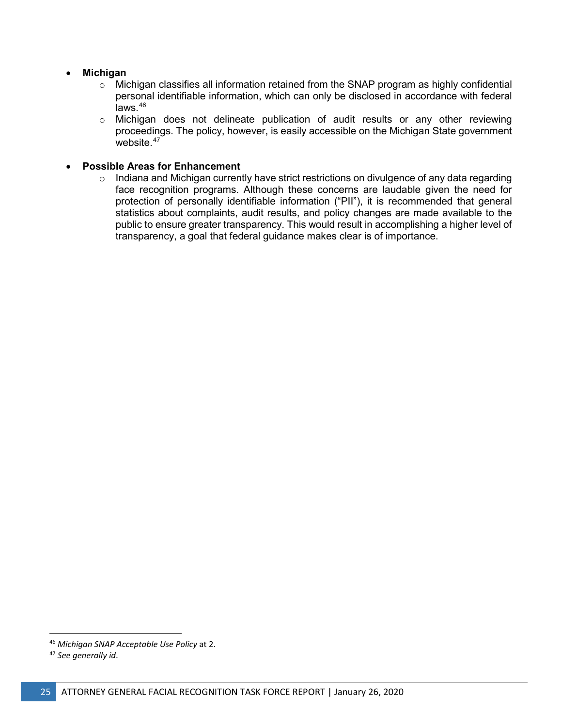- **Michigan**
  - Michigan classifies all information retained from the SNAP program as highly confidential personal identifiable information, which can only be disclosed in accordance with federal laws.[46]
  - Michigan does not delineate publication of audit results or any other reviewing proceedings. The policy, however, is easily accessible on the Michigan State government website.[47]

- **Possible Areas for Enhancement**
  - Indiana and Michigan currently have strict restrictions on divulgence of any data regarding face recognition programs. Although these concerns are laudable given the need for protection of personally identifiable information ("PII"), it is recommended that general statistics about complaints, audit results, and policy changes are made available to the public to ensure greater transparency. This would result in accomplishing a higher level of transparency, a goal that federal guidance makes clear is of importance.

---

[46] *Michigan SNAP Acceptable Use Policy* at 2.

[47] *See generally id*.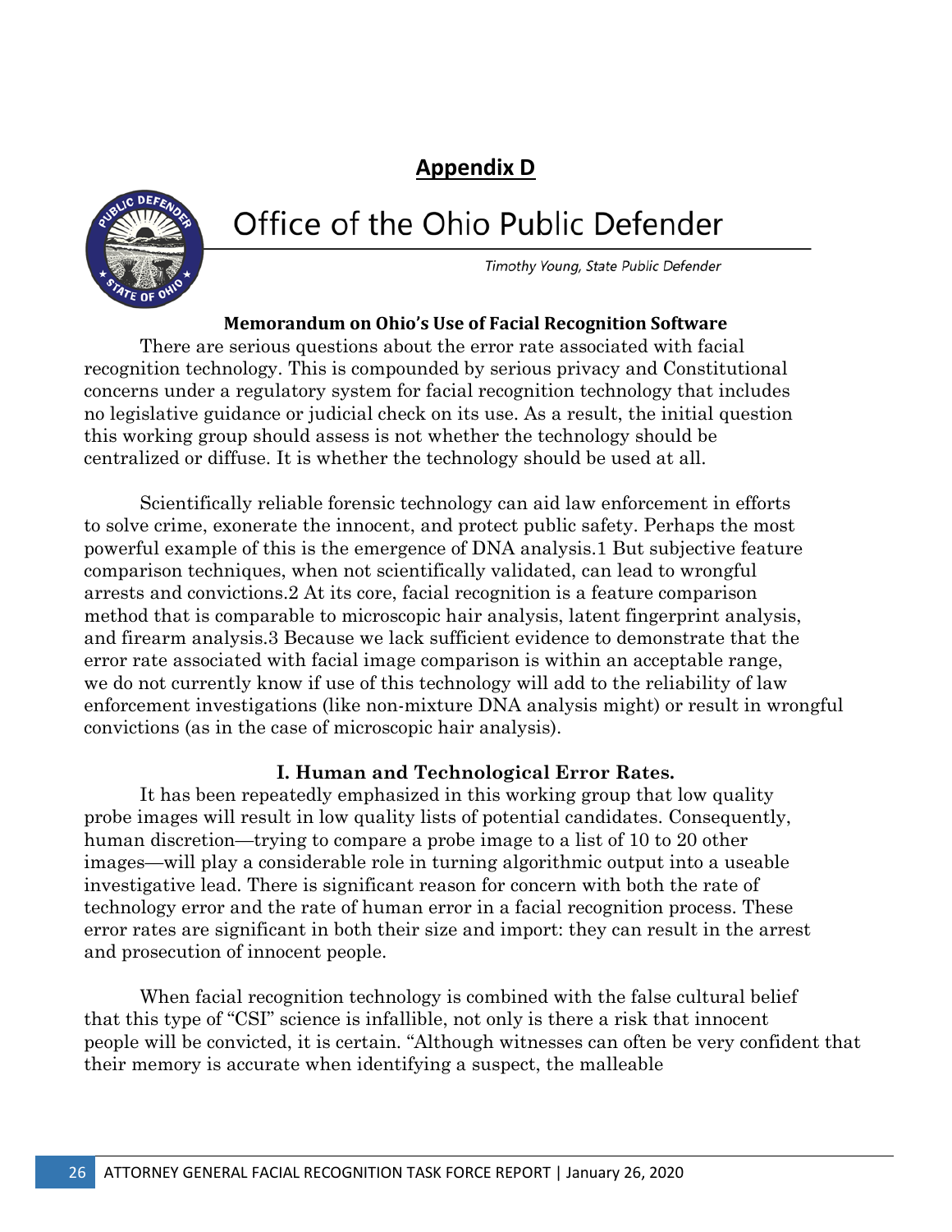## Appendix D

# Office of the Ohio Public Defender

*Timothy Young, State Public Defender*

### Memorandum on Ohio's Use of Facial Recognition Software

There are serious questions about the error rate associated with facial recognition technology. This is compounded by serious privacy and Constitutional concerns under a regulatory system for facial recognition technology that includes no legislative guidance or judicial check on its use. As a result, the initial question this working group should assess is not whether the technology should be centralized or diffuse. It is whether the technology should be used at all.

Scientifically reliable forensic technology can aid law enforcement in efforts to solve crime, exonerate the innocent, and protect public safety. Perhaps the most powerful example of this is the emergence of DNA analysis.[1] But subjective feature comparison techniques, when not scientifically validated, can lead to wrongful arrests and convictions.[2] At its core, facial recognition is a feature comparison method that is comparable to microscopic hair analysis, latent fingerprint analysis, and firearm analysis.[3] Because we lack sufficient evidence to demonstrate that the error rate associated with facial image comparison is within an acceptable range, we do not currently know if use of this technology will add to the reliability of law enforcement investigations (like non-mixture DNA analysis might) or result in wrongful convictions (as in the case of microscopic hair analysis).

### I. Human and Technological Error Rates.

It has been repeatedly emphasized in this working group that low quality probe images will result in low quality lists of potential candidates. Consequently, human discretion—trying to compare a probe image to a list of 10 to 20 other images—will play a considerable role in turning algorithmic output into a useable investigative lead. There is significant reason for concern with both the rate of technology error and the rate of human error in a facial recognition process. These error rates are significant in both their size and import: they can result in the arrest and prosecution of innocent people.

When facial recognition technology is combined with the false cultural belief that this type of "CSI" science is infallible, not only is there a risk that innocent people will be convicted, it is certain. "Although witnesses can often be very confident that their memory is accurate when identifying a suspect, the malleable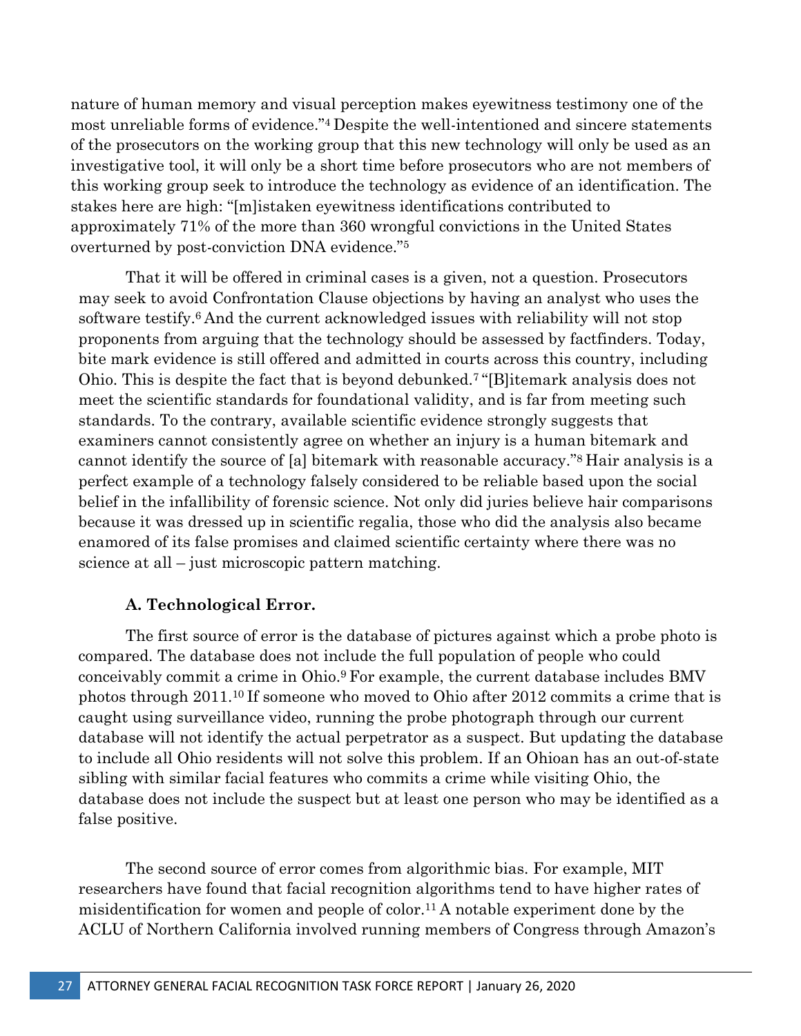nature of human memory and visual perception makes eyewitness testimony one of the most unreliable forms of evidence."[4] Despite the well-intentioned and sincere statements of the prosecutors on the working group that this new technology will only be used as an investigative tool, it will only be a short time before prosecutors who are not members of this working group seek to introduce the technology as evidence of an identification. The stakes here are high: "[m]istaken eyewitness identifications contributed to approximately 71% of the more than 360 wrongful convictions in the United States overturned by post-conviction DNA evidence."[5]

That it will be offered in criminal cases is a given, not a question. Prosecutors may seek to avoid Confrontation Clause objections by having an analyst who uses the software testify.[6] And the current acknowledged issues with reliability will not stop proponents from arguing that the technology should be assessed by factfinders. Today, bite mark evidence is still offered and admitted in courts across this country, including Ohio. This is despite the fact that is beyond debunked.[7] "[B]itemark analysis does not meet the scientific standards for foundational validity, and is far from meeting such standards. To the contrary, available scientific evidence strongly suggests that examiners cannot consistently agree on whether an injury is a human bitemark and cannot identify the source of [a] bitemark with reasonable accuracy."[8] Hair analysis is a perfect example of a technology falsely considered to be reliable based upon the social belief in the infallibility of forensic science. Not only did juries believe hair comparisons because it was dressed up in scientific regalia, those who did the analysis also became enamored of its false promises and claimed scientific certainty where there was no science at all – just microscopic pattern matching.

**A. Technological Error.**

The first source of error is the database of pictures against which a probe photo is compared. The database does not include the full population of people who could conceivably commit a crime in Ohio.[9] For example, the current database includes BMV photos through 2011.[10] If someone who moved to Ohio after 2012 commits a crime that is caught using surveillance video, running the probe photograph through our current database will not identify the actual perpetrator as a suspect. But updating the database to include all Ohio residents will not solve this problem. If an Ohioan has an out-of-state sibling with similar facial features who commits a crime while visiting Ohio, the database does not include the suspect but at least one person who may be identified as a false positive.

The second source of error comes from algorithmic bias. For example, MIT researchers have found that facial recognition algorithms tend to have higher rates of misidentification for women and people of color.[11] A notable experiment done by the ACLU of Northern California involved running members of Congress through Amazon's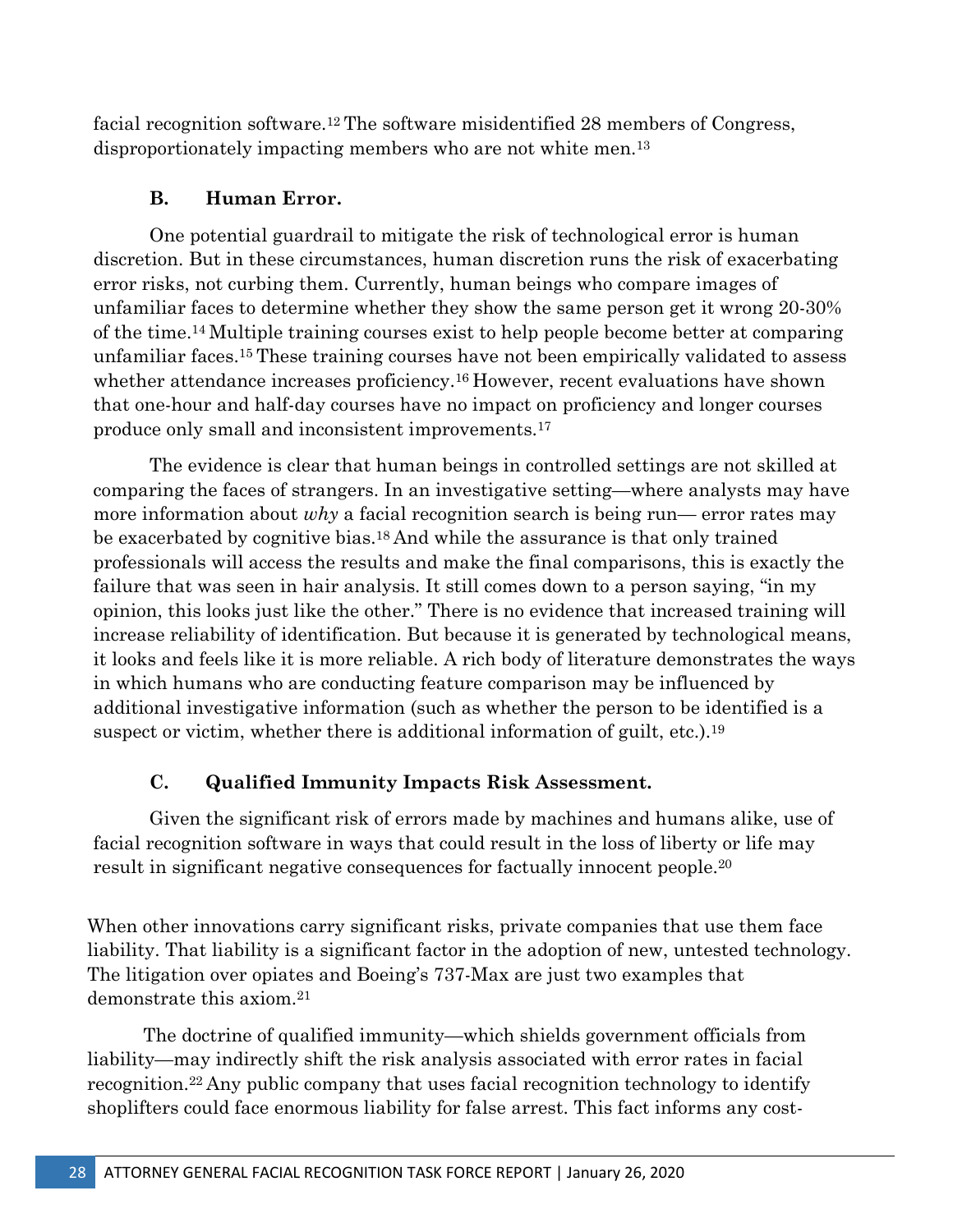facial recognition software.[12] The software misidentified 28 members of Congress, disproportionately impacting members who are not white men.[13]

### B. Human Error.

One potential guardrail to mitigate the risk of technological error is human discretion. But in these circumstances, human discretion runs the risk of exacerbating error risks, not curbing them. Currently, human beings who compare images of unfamiliar faces to determine whether they show the same person get it wrong 20-30% of the time.[14] Multiple training courses exist to help people become better at comparing unfamiliar faces.[15] These training courses have not been empirically validated to assess whether attendance increases proficiency.[16] However, recent evaluations have shown that one-hour and half-day courses have no impact on proficiency and longer courses produce only small and inconsistent improvements.[17]

The evidence is clear that human beings in controlled settings are not skilled at comparing the faces of strangers. In an investigative setting—where analysts may have more information about *why* a facial recognition search is being run— error rates may be exacerbated by cognitive bias.[18] And while the assurance is that only trained professionals will access the results and make the final comparisons, this is exactly the failure that was seen in hair analysis. It still comes down to a person saying, "in my opinion, this looks just like the other." There is no evidence that increased training will increase reliability of identification. But because it is generated by technological means, it looks and feels like it is more reliable. A rich body of literature demonstrates the ways in which humans who are conducting feature comparison may be influenced by additional investigative information (such as whether the person to be identified is a suspect or victim, whether there is additional information of guilt, etc.).[19]

### C. Qualified Immunity Impacts Risk Assessment.

Given the significant risk of errors made by machines and humans alike, use of facial recognition software in ways that could result in the loss of liberty or life may result in significant negative consequences for factually innocent people.[20]

When other innovations carry significant risks, private companies that use them face liability. That liability is a significant factor in the adoption of new, untested technology. The litigation over opiates and Boeing's 737-Max are just two examples that demonstrate this axiom.[21]

The doctrine of qualified immunity—which shields government officials from liability—may indirectly shift the risk analysis associated with error rates in facial recognition.[22] Any public company that uses facial recognition technology to identify shoplifters could face enormous liability for false arrest. This fact informs any cost-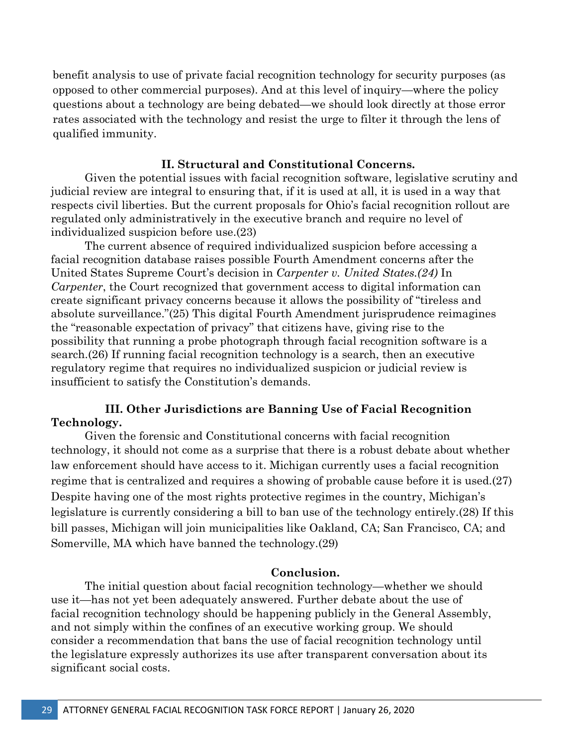benefit analysis to use of private facial recognition technology for security purposes (as opposed to other commercial purposes). And at this level of inquiry—where the policy questions about a technology are being debated—we should look directly at those error rates associated with the technology and resist the urge to filter it through the lens of qualified immunity.

## II. Structural and Constitutional Concerns.

Given the potential issues with facial recognition software, legislative scrutiny and judicial review are integral to ensuring that, if it is used at all, it is used in a way that respects civil liberties. But the current proposals for Ohio's facial recognition rollout are regulated only administratively in the executive branch and require no level of individualized suspicion before use.(23)

The current absence of required individualized suspicion before accessing a facial recognition database raises possible Fourth Amendment concerns after the United States Supreme Court's decision in *Carpenter v. United States.(24)* In *Carpenter*, the Court recognized that government access to digital information can create significant privacy concerns because it allows the possibility of "tireless and absolute surveillance."(25) This digital Fourth Amendment jurisprudence reimagines the "reasonable expectation of privacy" that citizens have, giving rise to the possibility that running a probe photograph through facial recognition software is a search.(26) If running facial recognition technology is a search, then an executive regulatory regime that requires no individualized suspicion or judicial review is insufficient to satisfy the Constitution's demands.

## III. Other Jurisdictions are Banning Use of Facial Recognition Technology.

Given the forensic and Constitutional concerns with facial recognition technology, it should not come as a surprise that there is a robust debate about whether law enforcement should have access to it. Michigan currently uses a facial recognition regime that is centralized and requires a showing of probable cause before it is used.(27) Despite having one of the most rights protective regimes in the country, Michigan's legislature is currently considering a bill to ban use of the technology entirely.(28) If this bill passes, Michigan will join municipalities like Oakland, CA; San Francisco, CA; and Somerville, MA which have banned the technology.(29)

## Conclusion.

The initial question about facial recognition technology—whether we should use it—has not yet been adequately answered. Further debate about the use of facial recognition technology should be happening publicly in the General Assembly, and not simply within the confines of an executive working group. We should consider a recommendation that bans the use of facial recognition technology until the legislature expressly authorizes its use after transparent conversation about its significant social costs.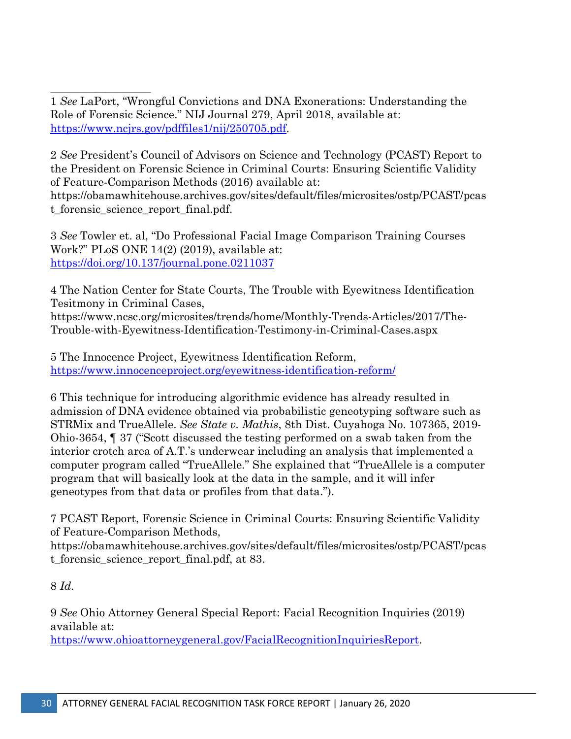---

1 *See* LaPort, "Wrongful Convictions and DNA Exonerations: Understanding the Role of Forensic Science." NIJ Journal 279, April 2018, available at: https://www.ncjrs.gov/pdffiles1/nij/250705.pdf.

2 *See* President's Council of Advisors on Science and Technology (PCAST) Report to the President on Forensic Science in Criminal Courts: Ensuring Scientific Validity of Feature-Comparison Methods (2016) available at: https://obamawhitehouse.archives.gov/sites/default/files/microsites/ostp/PCAST/pcast_forensic_science_report_final.pdf.

3 *See* Towler et. al, "Do Professional Facial Image Comparison Training Courses Work?" PLoS ONE 14(2) (2019), available at: https://doi.org/10.137/journal.pone.0211037

4 The Nation Center for State Courts, The Trouble with Eyewitness Identification Tesitmony in Criminal Cases, https://www.ncsc.org/microsites/trends/home/Monthly-Trends-Articles/2017/The-Trouble-with-Eyewitness-Identification-Testimony-in-Criminal-Cases.aspx

5 The Innocence Project, Eyewitness Identification Reform, https://www.innocenceproject.org/eyewitness-identification-reform/

6 This technique for introducing algorithmic evidence has already resulted in admission of DNA evidence obtained via probabilistic geneotyping software such as STRMix and TrueAllele. *See State v. Mathis*, 8th Dist. Cuyahoga No. 107365, 2019-Ohio-3654, ¶ 37 ("Scott discussed the testing performed on a swab taken from the interior crotch area of A.T.'s underwear including an analysis that implemented a computer program called "TrueAllele." She explained that "TrueAllele is a computer program that will basically look at the data in the sample, and it will infer geneotypes from that data or profiles from that data.").

7 PCAST Report, Forensic Science in Criminal Courts: Ensuring Scientific Validity of Feature-Comparison Methods, https://obamawhitehouse.archives.gov/sites/default/files/microsites/ostp/PCAST/pcast_forensic_science_report_final.pdf, at 83.

8 *Id.*

9 *See* Ohio Attorney General Special Report: Facial Recognition Inquiries (2019) available at: https://www.ohioattorneygeneral.gov/FacialRecognitionInquiriesReport.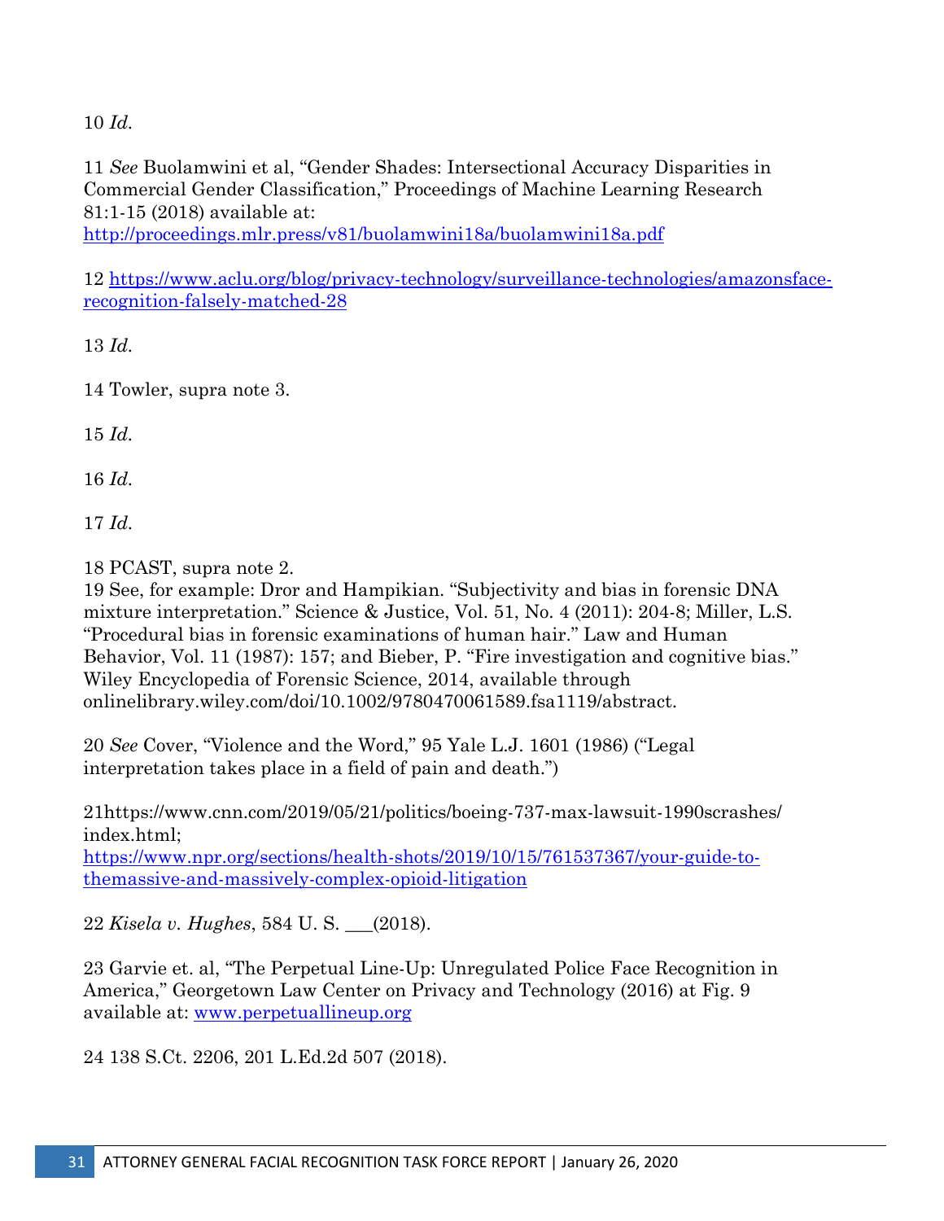10 *Id.*

11 *See* Buolamwini et al, "Gender Shades: Intersectional Accuracy Disparities in Commercial Gender Classification," Proceedings of Machine Learning Research 81:1-15 (2018) available at: http://proceedings.mlr.press/v81/buolamwini18a/buolamwini18a.pdf

12 https://www.aclu.org/blog/privacy-technology/surveillance-technologies/amazonsface-recognition-falsely-matched-28

13 *Id.*

14 Towler, supra note 3.

15 *Id.*

16 *Id.*

17 *Id.*

18 PCAST, supra note 2.

19 See, for example: Dror and Hampikian. "Subjectivity and bias in forensic DNA mixture interpretation." Science & Justice, Vol. 51, No. 4 (2011): 204-8; Miller, L.S. "Procedural bias in forensic examinations of human hair." Law and Human Behavior, Vol. 11 (1987): 157; and Bieber, P. "Fire investigation and cognitive bias." Wiley Encyclopedia of Forensic Science, 2014, available through onlinelibrary.wiley.com/doi/10.1002/9780470061589.fsa1119/abstract.

20 *See* Cover, "Violence and the Word," 95 Yale L.J. 1601 (1986) ("Legal interpretation takes place in a field of pain and death.")

21https://www.cnn.com/2019/05/21/politics/boeing-737-max-lawsuit-1990scrashes/index.html; https://www.npr.org/sections/health-shots/2019/10/15/761537367/your-guide-to-themassive-and-massively-complex-opioid-litigation

22 *Kisela v. Hughes*, 584 U. S. ___(2018).

23 Garvie et. al, "The Perpetual Line-Up: Unregulated Police Face Recognition in America," Georgetown Law Center on Privacy and Technology (2016) at Fig. 9 available at: www.perpetuallineup.org

24 138 S.Ct. 2206, 201 L.Ed.2d 507 (2018).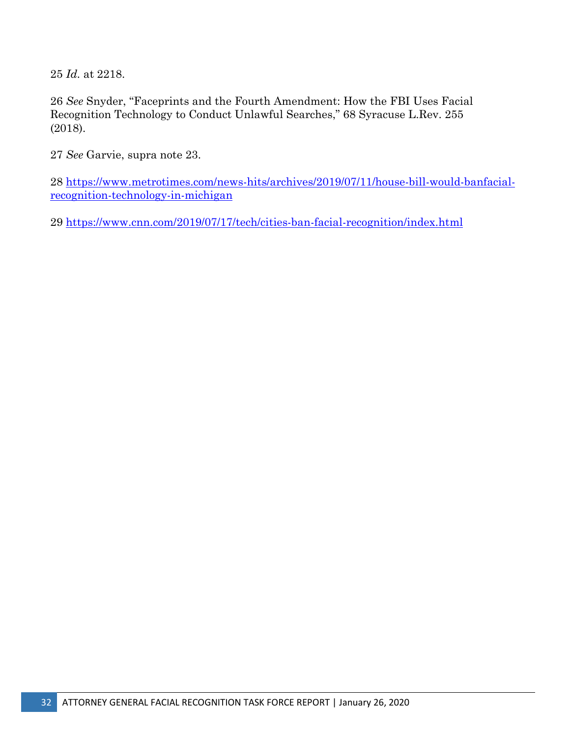25 *Id.* at 2218.

26 *See* Snyder, "Faceprints and the Fourth Amendment: How the FBI Uses Facial Recognition Technology to Conduct Unlawful Searches," 68 Syracuse L.Rev. 255 (2018).

27 *See* Garvie, supra note 23.

28 https://www.metrotimes.com/news-hits/archives/2019/07/11/house-bill-would-banfacial-recognition-technology-in-michigan

29 https://www.cnn.com/2019/07/17/tech/cities-ban-facial-recognition/index.html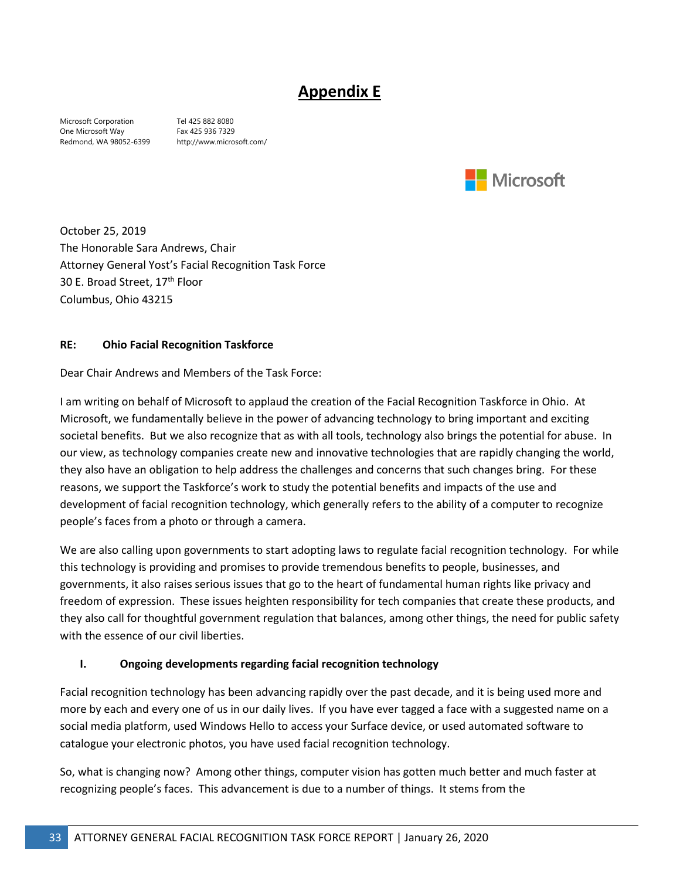# Appendix E

Microsoft Corporation
One Microsoft Way
Redmond, WA 98052-6399

Tel 425 882 8080
Fax 425 936 7329
http://www.microsoft.com/

Microsoft

October 25, 2019
The Honorable Sara Andrews, Chair
Attorney General Yost's Facial Recognition Task Force
30 E. Broad Street, 17th Floor
Columbus, Ohio 43215

**RE: Ohio Facial Recognition Taskforce**

Dear Chair Andrews and Members of the Task Force:

I am writing on behalf of Microsoft to applaud the creation of the Facial Recognition Taskforce in Ohio. At Microsoft, we fundamentally believe in the power of advancing technology to bring important and exciting societal benefits. But we also recognize that as with all tools, technology also brings the potential for abuse. In our view, as technology companies create new and innovative technologies that are rapidly changing the world, they also have an obligation to help address the challenges and concerns that such changes bring. For these reasons, we support the Taskforce's work to study the potential benefits and impacts of the use and development of facial recognition technology, which generally refers to the ability of a computer to recognize people's faces from a photo or through a camera.

We are also calling upon governments to start adopting laws to regulate facial recognition technology. For while this technology is providing and promises to provide tremendous benefits to people, businesses, and governments, it also raises serious issues that go to the heart of fundamental human rights like privacy and freedom of expression. These issues heighten responsibility for tech companies that create these products, and they also call for thoughtful government regulation that balances, among other things, the need for public safety with the essence of our civil liberties.

## I. Ongoing developments regarding facial recognition technology

Facial recognition technology has been advancing rapidly over the past decade, and it is being used more and more by each and every one of us in our daily lives. If you have ever tagged a face with a suggested name on a social media platform, used Windows Hello to access your Surface device, or used automated software to catalogue your electronic photos, you have used facial recognition technology.

So, what is changing now? Among other things, computer vision has gotten much better and much faster at recognizing people's faces. This advancement is due to a number of things. It stems from the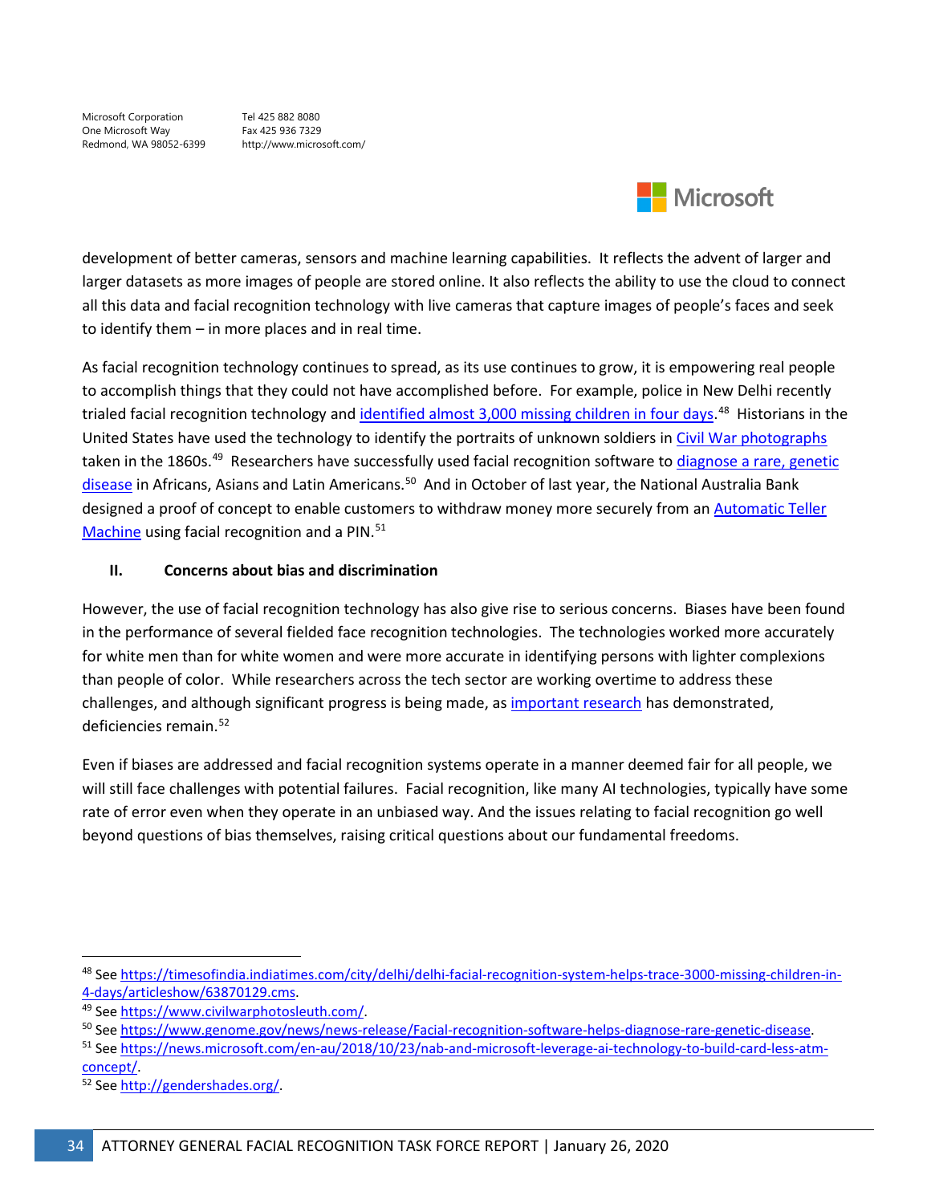Microsoft Corporation
One Microsoft Way
Redmond, WA 98052-6399

Tel 425 882 8080
Fax 425 936 7329
http://www.microsoft.com/

development of better cameras, sensors and machine learning capabilities. It reflects the advent of larger and larger datasets as more images of people are stored online. It also reflects the ability to use the cloud to connect all this data and facial recognition technology with live cameras that capture images of people's faces and seek to identify them – in more places and in real time.

As facial recognition technology continues to spread, as its use continues to grow, it is empowering real people to accomplish things that they could not have accomplished before. For example, police in New Delhi recently trialed facial recognition technology and identified almost 3,000 missing children in four days.[48] Historians in the United States have used the technology to identify the portraits of unknown soldiers in Civil War photographs taken in the 1860s.[49] Researchers have successfully used facial recognition software to diagnose a rare, genetic disease in Africans, Asians and Latin Americans.[50] And in October of last year, the National Australia Bank designed a proof of concept to enable customers to withdraw money more securely from an Automatic Teller Machine using facial recognition and a PIN.[51]

## II. Concerns about bias and discrimination

However, the use of facial recognition technology has also give rise to serious concerns. Biases have been found in the performance of several fielded face recognition technologies. The technologies worked more accurately for white men than for white women and were more accurate in identifying persons with lighter complexions than people of color. While researchers across the tech sector are working overtime to address these challenges, and although significant progress is being made, as important research has demonstrated, deficiencies remain.[52]

Even if biases are addressed and facial recognition systems operate in a manner deemed fair for all people, we will still face challenges with potential failures. Facial recognition, like many AI technologies, typically have some rate of error even when they operate in an unbiased way. And the issues relating to facial recognition go well beyond questions of bias themselves, raising critical questions about our fundamental freedoms.

---

[48] See https://timesofindia.indiatimes.com/city/delhi/delhi-facial-recognition-system-helps-trace-3000-missing-children-in-4-days/articleshow/63870129.cms.

[49] See https://www.civilwarphotosleuth.com/.

[50] See https://www.genome.gov/news/news-release/Facial-recognition-software-helps-diagnose-rare-genetic-disease.

[51] See https://news.microsoft.com/en-au/2018/10/23/nab-and-microsoft-leverage-ai-technology-to-build-card-less-atm-concept/.

[52] See http://gendershades.org/.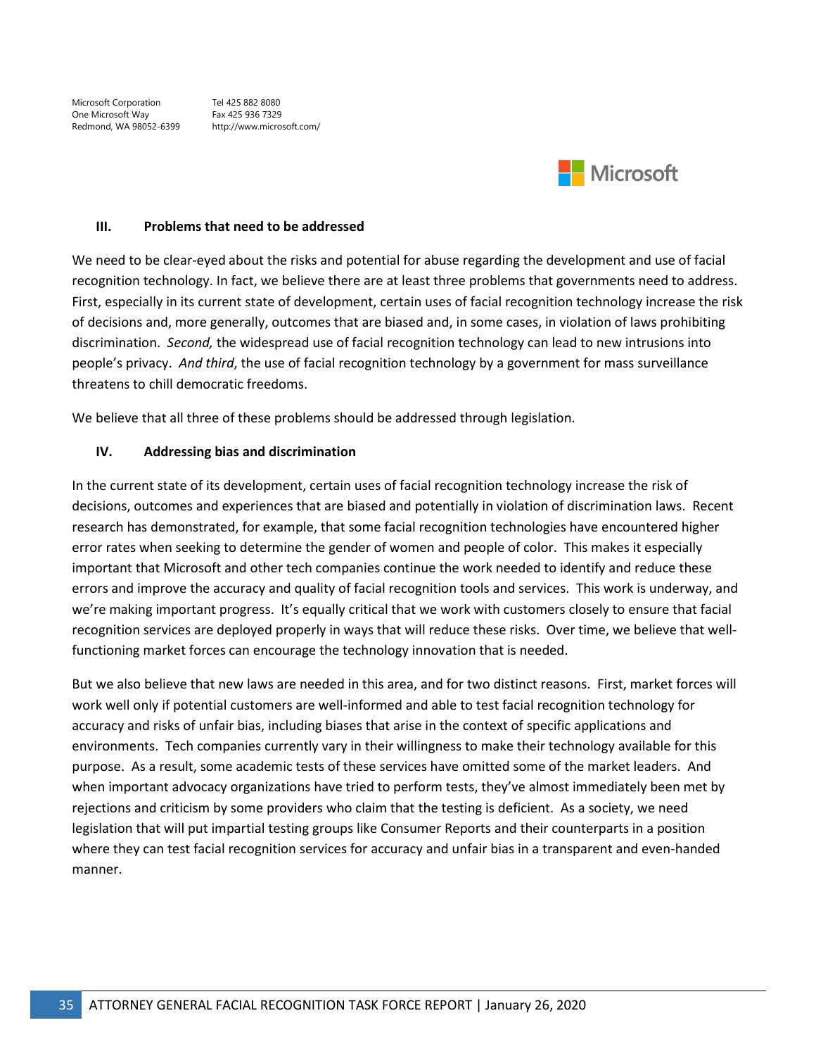Microsoft Corporation
One Microsoft Way
Redmond, WA 98052-6399

Tel 425 882 8080
Fax 425 936 7329
http://www.microsoft.com/

### III. Problems that need to be addressed

We need to be clear-eyed about the risks and potential for abuse regarding the development and use of facial recognition technology. In fact, we believe there are at least three problems that governments need to address. First, especially in its current state of development, certain uses of facial recognition technology increase the risk of decisions and, more generally, outcomes that are biased and, in some cases, in violation of laws prohibiting discrimination. *Second,* the widespread use of facial recognition technology can lead to new intrusions into people's privacy. *And third*, the use of facial recognition technology by a government for mass surveillance threatens to chill democratic freedoms.

We believe that all three of these problems should be addressed through legislation.

### IV. Addressing bias and discrimination

In the current state of its development, certain uses of facial recognition technology increase the risk of decisions, outcomes and experiences that are biased and potentially in violation of discrimination laws. Recent research has demonstrated, for example, that some facial recognition technologies have encountered higher error rates when seeking to determine the gender of women and people of color. This makes it especially important that Microsoft and other tech companies continue the work needed to identify and reduce these errors and improve the accuracy and quality of facial recognition tools and services. This work is underway, and we're making important progress. It's equally critical that we work with customers closely to ensure that facial recognition services are deployed properly in ways that will reduce these risks. Over time, we believe that well-functioning market forces can encourage the technology innovation that is needed.

But we also believe that new laws are needed in this area, and for two distinct reasons. First, market forces will work well only if potential customers are well-informed and able to test facial recognition technology for accuracy and risks of unfair bias, including biases that arise in the context of specific applications and environments. Tech companies currently vary in their willingness to make their technology available for this purpose. As a result, some academic tests of these services have omitted some of the market leaders. And when important advocacy organizations have tried to perform tests, they've almost immediately been met by rejections and criticism by some providers who claim that the testing is deficient. As a society, we need legislation that will put impartial testing groups like Consumer Reports and their counterparts in a position where they can test facial recognition services for accuracy and unfair bias in a transparent and even-handed manner.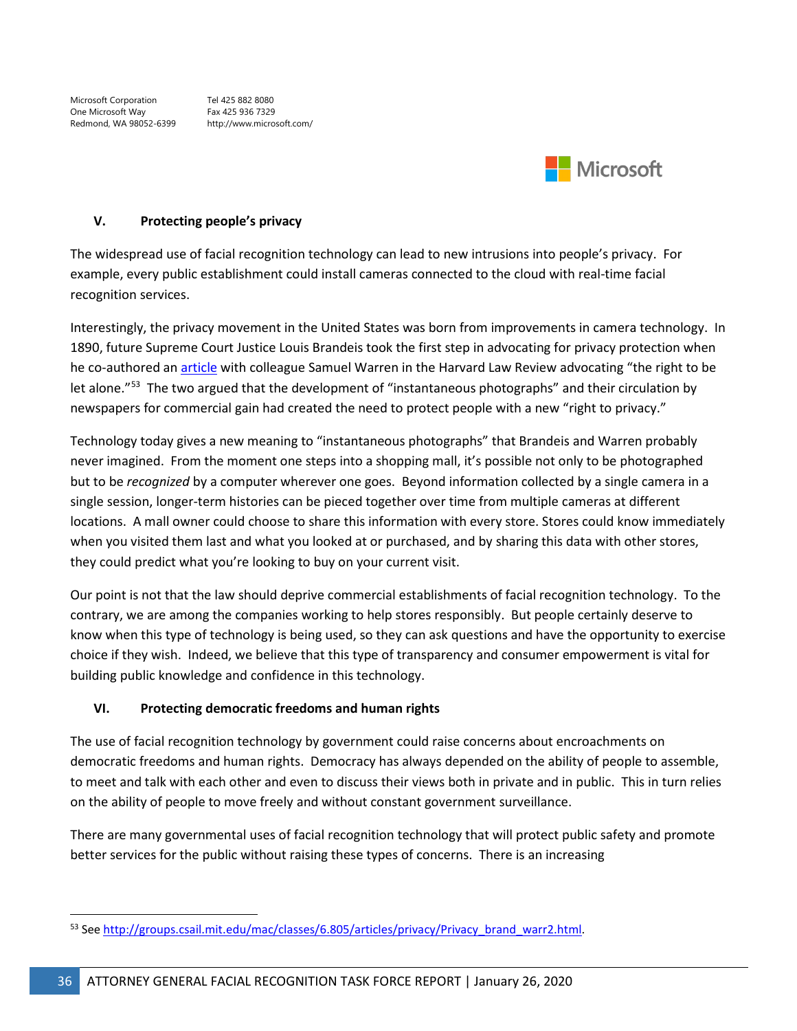Microsoft Corporation
One Microsoft Way
Redmond, WA 98052-6399

Tel 425 882 8080
Fax 425 936 7329
http://www.microsoft.com/

## V. Protecting people's privacy

The widespread use of facial recognition technology can lead to new intrusions into people's privacy. For example, every public establishment could install cameras connected to the cloud with real-time facial recognition services.

Interestingly, the privacy movement in the United States was born from improvements in camera technology. In 1890, future Supreme Court Justice Louis Brandeis took the first step in advocating for privacy protection when he co-authored an article with colleague Samuel Warren in the Harvard Law Review advocating "the right to be let alone."[53] The two argued that the development of "instantaneous photographs" and their circulation by newspapers for commercial gain had created the need to protect people with a new "right to privacy."

Technology today gives a new meaning to "instantaneous photographs" that Brandeis and Warren probably never imagined. From the moment one steps into a shopping mall, it's possible not only to be photographed but to be *recognized* by a computer wherever one goes. Beyond information collected by a single camera in a single session, longer-term histories can be pieced together over time from multiple cameras at different locations. A mall owner could choose to share this information with every store. Stores could know immediately when you visited them last and what you looked at or purchased, and by sharing this data with other stores, they could predict what you're looking to buy on your current visit.

Our point is not that the law should deprive commercial establishments of facial recognition technology. To the contrary, we are among the companies working to help stores responsibly. But people certainly deserve to know when this type of technology is being used, so they can ask questions and have the opportunity to exercise choice if they wish. Indeed, we believe that this type of transparency and consumer empowerment is vital for building public knowledge and confidence in this technology.

## VI. Protecting democratic freedoms and human rights

The use of facial recognition technology by government could raise concerns about encroachments on democratic freedoms and human rights. Democracy has always depended on the ability of people to assemble, to meet and talk with each other and even to discuss their views both in private and in public. This in turn relies on the ability of people to move freely and without constant government surveillance.

There are many governmental uses of facial recognition technology that will protect public safety and promote better services for the public without raising these types of concerns. There is an increasing

[53] See http://groups.csail.mit.edu/mac/classes/6.805/articles/privacy/Privacy_brand_warr2.html.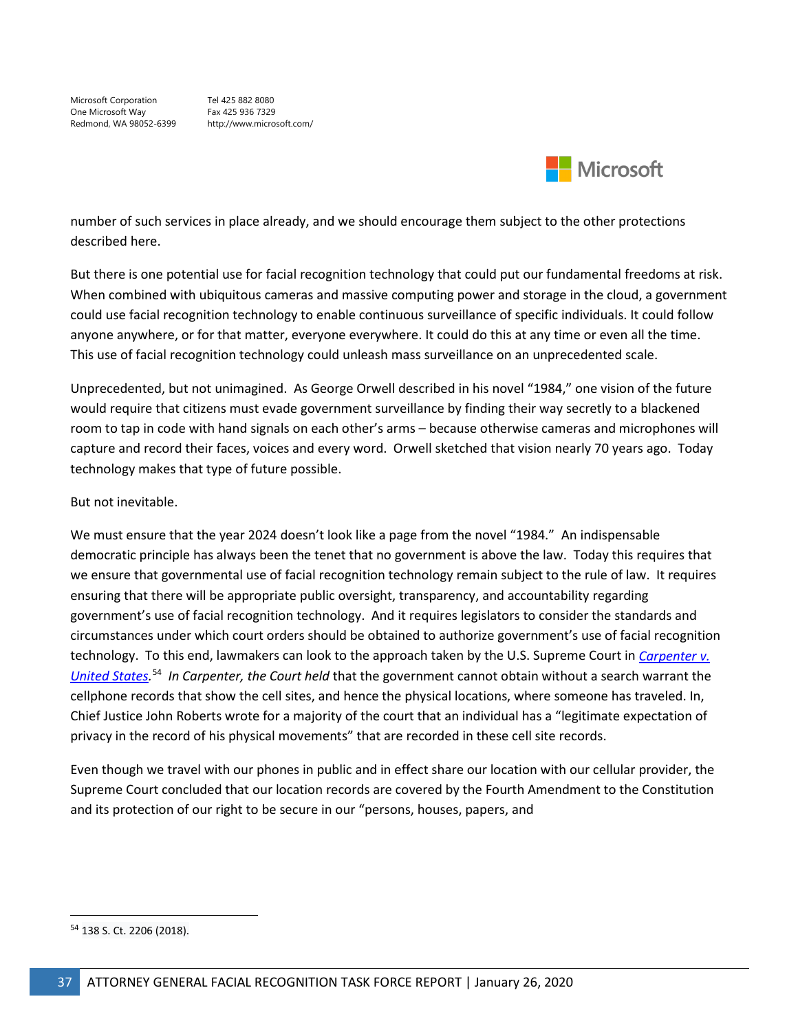number of such services in place already, and we should encourage them subject to the other protections described here.

But there is one potential use for facial recognition technology that could put our fundamental freedoms at risk. When combined with ubiquitous cameras and massive computing power and storage in the cloud, a government could use facial recognition technology to enable continuous surveillance of specific individuals. It could follow anyone anywhere, or for that matter, everyone everywhere. It could do this at any time or even all the time. This use of facial recognition technology could unleash mass surveillance on an unprecedented scale.

Unprecedented, but not unimagined. As George Orwell described in his novel "1984," one vision of the future would require that citizens must evade government surveillance by finding their way secretly to a blackened room to tap in code with hand signals on each other's arms – because otherwise cameras and microphones will capture and record their faces, voices and every word. Orwell sketched that vision nearly 70 years ago. Today technology makes that type of future possible.

But not inevitable.

We must ensure that the year 2024 doesn't look like a page from the novel "1984." An indispensable democratic principle has always been the tenet that no government is above the law. Today this requires that we ensure that governmental use of facial recognition technology remain subject to the rule of law. It requires ensuring that there will be appropriate public oversight, transparency, and accountability regarding government's use of facial recognition technology. And it requires legislators to consider the standards and circumstances under which court orders should be obtained to authorize government's use of facial recognition technology. To this end, lawmakers can look to the approach taken by the U.S. Supreme Court in *Carpenter v. United States*.[54] *In Carpenter, the Court held* that the government cannot obtain without a search warrant the cellphone records that show the cell sites, and hence the physical locations, where someone has traveled. In, Chief Justice John Roberts wrote for a majority of the court that an individual has a "legitimate expectation of privacy in the record of his physical movements" that are recorded in these cell site records.

Even though we travel with our phones in public and in effect share our location with our cellular provider, the Supreme Court concluded that our location records are covered by the Fourth Amendment to the Constitution and its protection of our right to be secure in our "persons, houses, papers, and

[54] 138 S. Ct. 2206 (2018).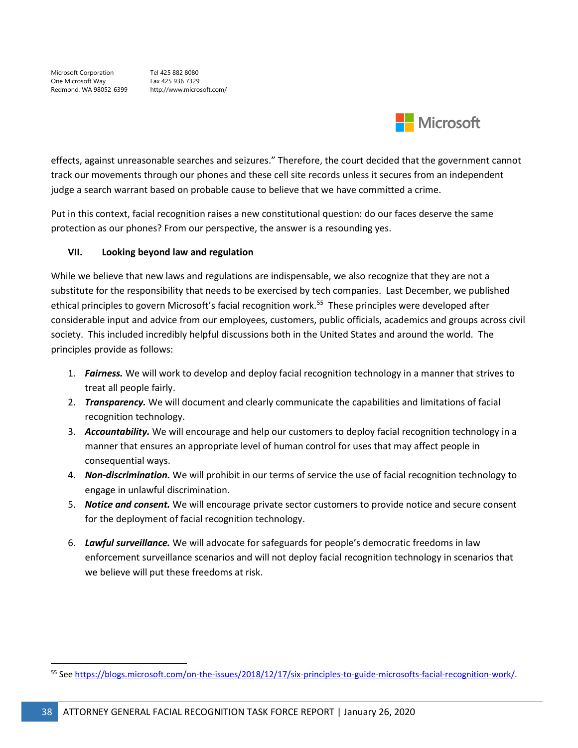effects, against unreasonable searches and seizures." Therefore, the court decided that the government cannot track our movements through our phones and these cell site records unless it secures from an independent judge a search warrant based on probable cause to believe that we have committed a crime.

Put in this context, facial recognition raises a new constitutional question: do our faces deserve the same protection as our phones? From our perspective, the answer is a resounding yes.

## VII. Looking beyond law and regulation

While we believe that new laws and regulations are indispensable, we also recognize that they are not a substitute for the responsibility that needs to be exercised by tech companies. Last December, we published ethical principles to govern Microsoft's facial recognition work.[55] These principles were developed after considerable input and advice from our employees, customers, public officials, academics and groups across civil society. This included incredibly helpful discussions both in the United States and around the world. The principles provide as follows:

1. ***Fairness.*** We will work to develop and deploy facial recognition technology in a manner that strives to treat all people fairly.
2. ***Transparency.*** We will document and clearly communicate the capabilities and limitations of facial recognition technology.
3. ***Accountability.*** We will encourage and help our customers to deploy facial recognition technology in a manner that ensures an appropriate level of human control for uses that may affect people in consequential ways.
4. ***Non-discrimination.*** We will prohibit in our terms of service the use of facial recognition technology to engage in unlawful discrimination.
5. ***Notice and consent.*** We will encourage private sector customers to provide notice and secure consent for the deployment of facial recognition technology.
6. ***Lawful surveillance.*** We will advocate for safeguards for people's democratic freedoms in law enforcement surveillance scenarios and will not deploy facial recognition technology in scenarios that we believe will put these freedoms at risk.

[55] See https://blogs.microsoft.com/on-the-issues/2018/12/17/six-principles-to-guide-microsofts-facial-recognition-work/.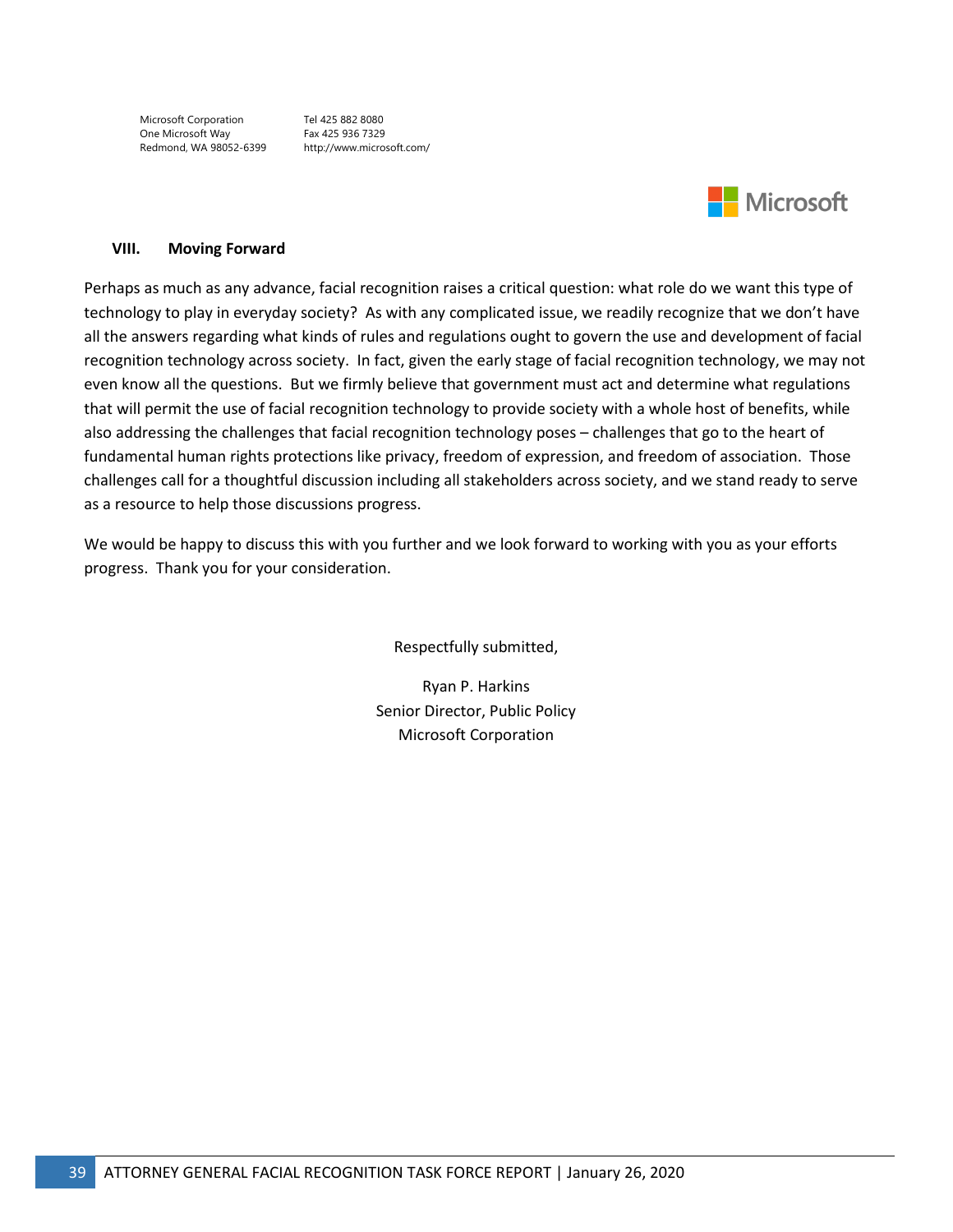Microsoft Corporation
One Microsoft Way
Redmond, WA 98052-6399

Tel 425 882 8080
Fax 425 936 7329
http://www.microsoft.com/

## VIII. Moving Forward

Perhaps as much as any advance, facial recognition raises a critical question: what role do we want this type of technology to play in everyday society? As with any complicated issue, we readily recognize that we don't have all the answers regarding what kinds of rules and regulations ought to govern the use and development of facial recognition technology across society. In fact, given the early stage of facial recognition technology, we may not even know all the questions. But we firmly believe that government must act and determine what regulations that will permit the use of facial recognition technology to provide society with a whole host of benefits, while also addressing the challenges that facial recognition technology poses – challenges that go to the heart of fundamental human rights protections like privacy, freedom of expression, and freedom of association. Those challenges call for a thoughtful discussion including all stakeholders across society, and we stand ready to serve as a resource to help those discussions progress.

We would be happy to discuss this with you further and we look forward to working with you as your efforts progress. Thank you for your consideration.

Respectfully submitted,

Ryan P. Harkins
Senior Director, Public Policy
Microsoft Corporation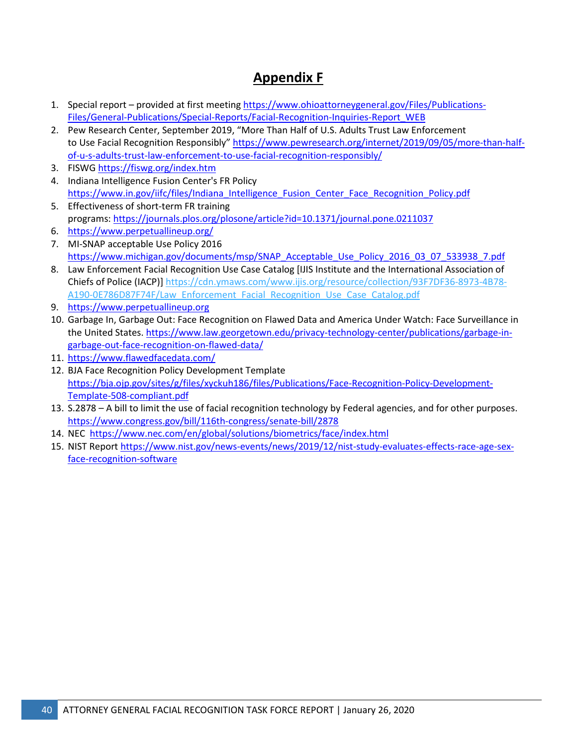# Appendix F

1. Special report – provided at first meeting https://www.ohioattorneygeneral.gov/Files/Publications-Files/General-Publications/Special-Reports/Facial-Recognition-Inquiries-Report_WEB
2. Pew Research Center, September 2019, "More Than Half of U.S. Adults Trust Law Enforcement to Use Facial Recognition Responsibly" https://www.pewresearch.org/internet/2019/09/05/more-than-half-of-u-s-adults-trust-law-enforcement-to-use-facial-recognition-responsibly/
3. FISWG https://fiswg.org/index.htm
4. Indiana Intelligence Fusion Center's FR Policy https://www.in.gov/iifc/files/Indiana_Intelligence_Fusion_Center_Face_Recognition_Policy.pdf
5. Effectiveness of short-term FR training programs: https://journals.plos.org/plosone/article?id=10.1371/journal.pone.0211037
6. https://www.perpetuallineup.org/
7. MI-SNAP acceptable Use Policy 2016 https://www.michigan.gov/documents/msp/SNAP_Acceptable_Use_Policy_2016_03_07_533938_7.pdf
8. Law Enforcement Facial Recognition Use Case Catalog [IJIS Institute and the International Association of Chiefs of Police (IACP)] https://cdn.ymaws.com/www.ijis.org/resource/collection/93F7DF36-8973-4B78-A190-0E786D87F74F/Law_Enforcement_Facial_Recognition_Use_Case_Catalog.pdf
9. https://www.perpetuallineup.org
10. Garbage In, Garbage Out: Face Recognition on Flawed Data and America Under Watch: Face Surveillance in the United States. https://www.law.georgetown.edu/privacy-technology-center/publications/garbage-in-garbage-out-face-recognition-on-flawed-data/
11. https://www.flawedfacedata.com/
12. BJA Face Recognition Policy Development Template https://bja.ojp.gov/sites/g/files/xyckuh186/files/Publications/Face-Recognition-Policy-Development-Template-508-compliant.pdf
13. S.2878 – A bill to limit the use of facial recognition technology by Federal agencies, and for other purposes. https://www.congress.gov/bill/116th-congress/senate-bill/2878
14. NEC https://www.nec.com/en/global/solutions/biometrics/face/index.html
15. NIST Report https://www.nist.gov/news-events/news/2019/12/nist-study-evaluates-effects-race-age-sex-face-recognition-software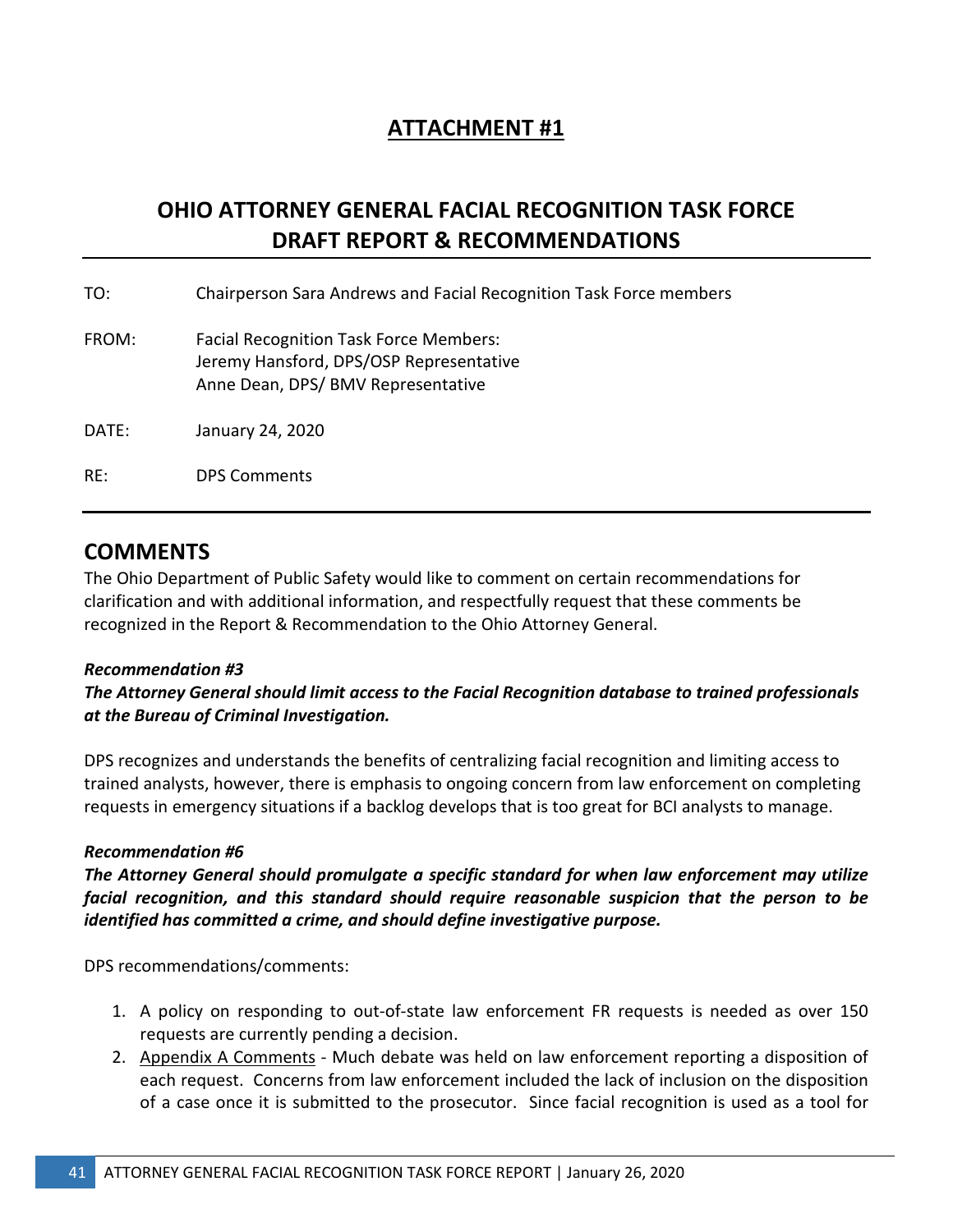# ATTACHMENT #1

## OHIO ATTORNEY GENERAL FACIAL RECOGNITION TASK FORCE DRAFT REPORT & RECOMMENDATIONS

TO: Chairperson Sara Andrews and Facial Recognition Task Force members

FROM: Facial Recognition Task Force Members:
Jeremy Hansford, DPS/OSP Representative
Anne Dean, DPS/ BMV Representative

DATE: January 24, 2020

RE: DPS Comments

## COMMENTS

The Ohio Department of Public Safety would like to comment on certain recommendations for clarification and with additional information, and respectfully request that these comments be recognized in the Report & Recommendation to the Ohio Attorney General.

***Recommendation #3***

***The Attorney General should limit access to the Facial Recognition database to trained professionals at the Bureau of Criminal Investigation.***

DPS recognizes and understands the benefits of centralizing facial recognition and limiting access to trained analysts, however, there is emphasis to ongoing concern from law enforcement on completing requests in emergency situations if a backlog develops that is too great for BCI analysts to manage.

***Recommendation #6***

***The Attorney General should promulgate a specific standard for when law enforcement may utilize facial recognition, and this standard should require reasonable suspicion that the person to be identified has committed a crime, and should define investigative purpose.***

DPS recommendations/comments:

1. A policy on responding to out-of-state law enforcement FR requests is needed as over 150 requests are currently pending a decision.
2. <u>Appendix A Comments</u> - Much debate was held on law enforcement reporting a disposition of each request. Concerns from law enforcement included the lack of inclusion on the disposition of a case once it is submitted to the prosecutor. Since facial recognition is used as a tool for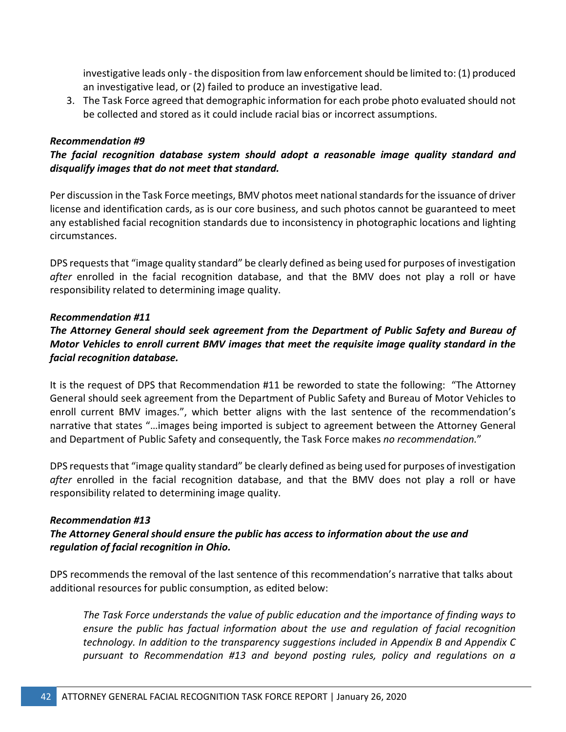investigative leads only - the disposition from law enforcement should be limited to: (1) produced an investigative lead, or (2) failed to produce an investigative lead.

3. The Task Force agreed that demographic information for each probe photo evaluated should not be collected and stored as it could include racial bias or incorrect assumptions.

***Recommendation #9***

***The facial recognition database system should adopt a reasonable image quality standard and disqualify images that do not meet that standard.***

Per discussion in the Task Force meetings, BMV photos meet national standards for the issuance of driver license and identification cards, as is our core business, and such photos cannot be guaranteed to meet any established facial recognition standards due to inconsistency in photographic locations and lighting circumstances.

DPS requests that "image quality standard" be clearly defined as being used for purposes of investigation *after* enrolled in the facial recognition database, and that the BMV does not play a roll or have responsibility related to determining image quality.

***Recommendation #11***

***The Attorney General should seek agreement from the Department of Public Safety and Bureau of Motor Vehicles to enroll current BMV images that meet the requisite image quality standard in the facial recognition database.***

It is the request of DPS that Recommendation #11 be reworded to state the following: "The Attorney General should seek agreement from the Department of Public Safety and Bureau of Motor Vehicles to enroll current BMV images.", which better aligns with the last sentence of the recommendation's narrative that states "…images being imported is subject to agreement between the Attorney General and Department of Public Safety and consequently, the Task Force makes *no recommendation.*"

DPS requests that "image quality standard" be clearly defined as being used for purposes of investigation *after* enrolled in the facial recognition database, and that the BMV does not play a roll or have responsibility related to determining image quality.

***Recommendation #13***

***The Attorney General should ensure the public has access to information about the use and regulation of facial recognition in Ohio.***

DPS recommends the removal of the last sentence of this recommendation's narrative that talks about additional resources for public consumption, as edited below:

> *The Task Force understands the value of public education and the importance of finding ways to ensure the public has factual information about the use and regulation of facial recognition technology. In addition to the transparency suggestions included in Appendix B and Appendix C pursuant to Recommendation #13 and beyond posting rules, policy and regulations on a*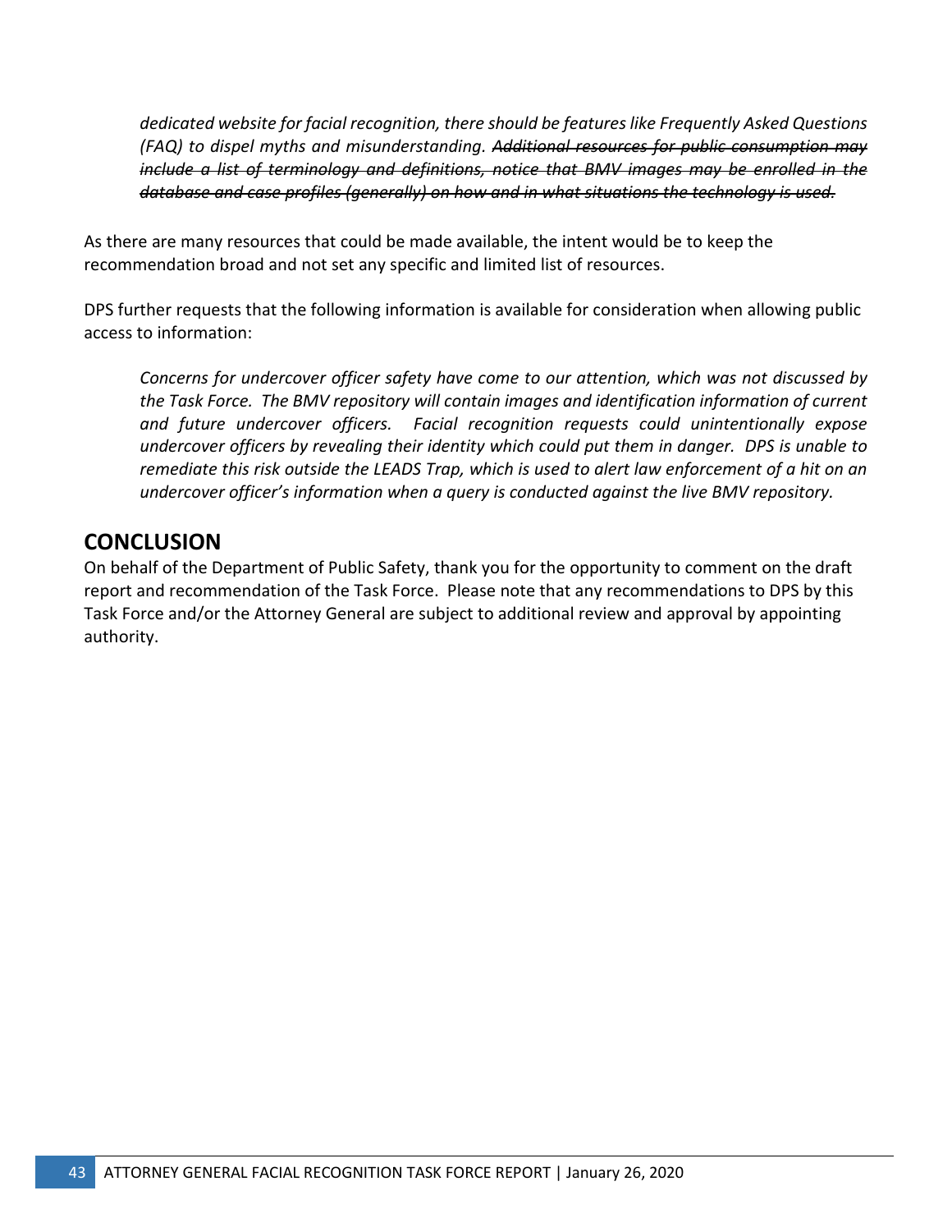*dedicated website for facial recognition, there should be features like Frequently Asked Questions (FAQ) to dispel myths and misunderstanding.* ~~*Additional resources for public consumption may include a list of terminology and definitions, notice that BMV images may be enrolled in the database and case profiles (generally) on how and in what situations the technology is used.*~~

As there are many resources that could be made available, the intent would be to keep the recommendation broad and not set any specific and limited list of resources.

DPS further requests that the following information is available for consideration when allowing public access to information:

*Concerns for undercover officer safety have come to our attention, which was not discussed by the Task Force. The BMV repository will contain images and identification information of current and future undercover officers. Facial recognition requests could unintentionally expose undercover officers by revealing their identity which could put them in danger. DPS is unable to remediate this risk outside the LEADS Trap, which is used to alert law enforcement of a hit on an undercover officer's information when a query is conducted against the live BMV repository.*

## CONCLUSION

On behalf of the Department of Public Safety, thank you for the opportunity to comment on the draft report and recommendation of the Task Force. Please note that any recommendations to DPS by this Task Force and/or the Attorney General are subject to additional review and approval by appointing authority.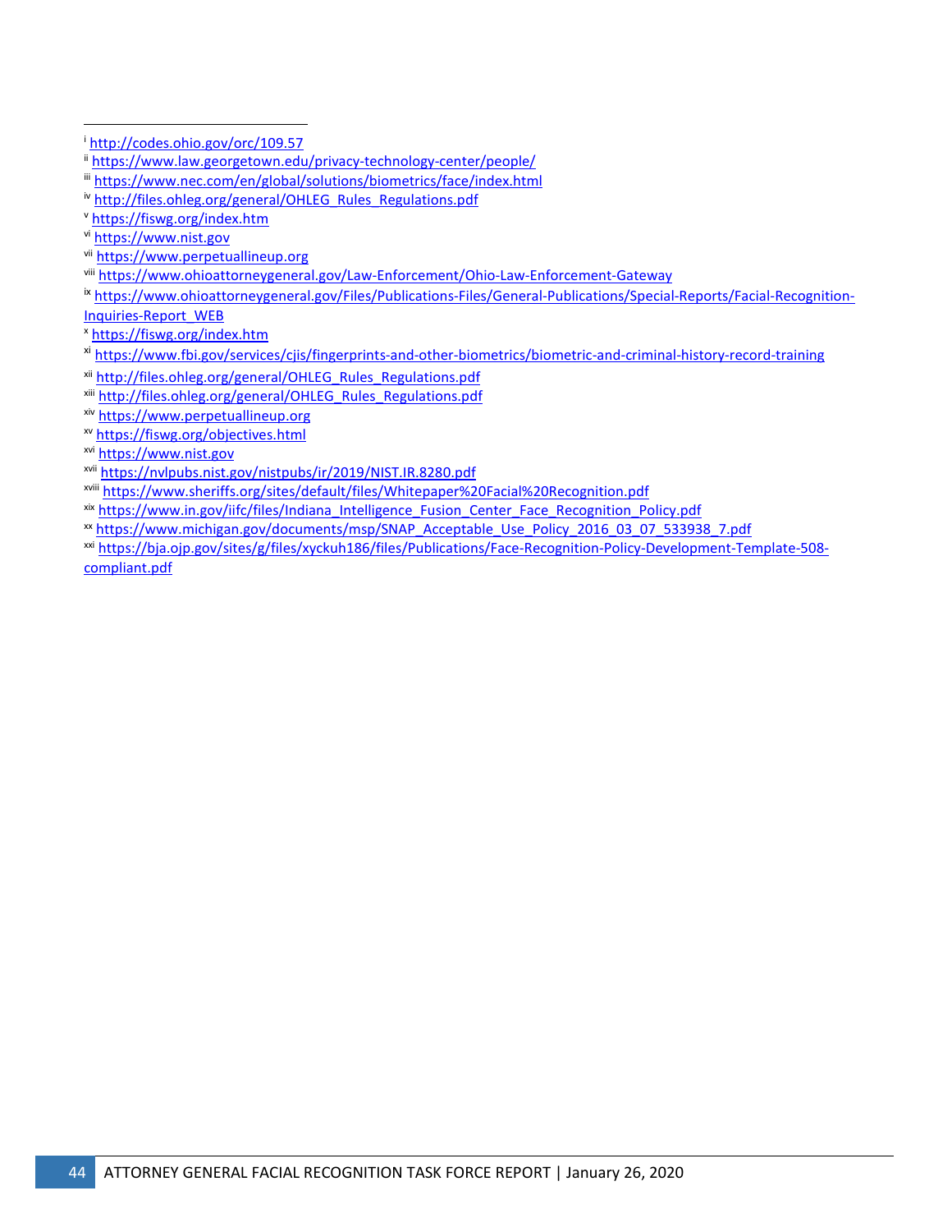[i] http://codes.ohio.gov/orc/109.57

[ii] https://www.law.georgetown.edu/privacy-technology-center/people/

[iii] https://www.nec.com/en/global/solutions/biometrics/face/index.html

[iv] http://files.ohleg.org/general/OHLEG_Rules_Regulations.pdf

[v] https://fiswg.org/index.htm

[vi] https://www.nist.gov

[vii] https://www.perpetuallineup.org

[viii] https://www.ohioattorneygeneral.gov/Law-Enforcement/Ohio-Law-Enforcement-Gateway

[ix] https://www.ohioattorneygeneral.gov/Files/Publications-Files/General-Publications/Special-Reports/Facial-Recognition-Inquiries-Report_WEB

[x] https://fiswg.org/index.htm

[xi] https://www.fbi.gov/services/cjis/fingerprints-and-other-biometrics/biometric-and-criminal-history-record-training

[xii] http://files.ohleg.org/general/OHLEG_Rules_Regulations.pdf

[xiii] http://files.ohleg.org/general/OHLEG_Rules_Regulations.pdf

[xiv] https://www.perpetuallineup.org

[xv] https://fiswg.org/objectives.html

[xvi] https://www.nist.gov

[xvii] https://nvlpubs.nist.gov/nistpubs/ir/2019/NIST.IR.8280.pdf

[xviii] https://www.sheriffs.org/sites/default/files/Whitepaper%20Facial%20Recognition.pdf

[xix] https://www.in.gov/iifc/files/Indiana_Intelligence_Fusion_Center_Face_Recognition_Policy.pdf

[xx] https://www.michigan.gov/documents/msp/SNAP_Acceptable_Use_Policy_2016_03_07_533938_7.pdf

[xxi] https://bja.ojp.gov/sites/g/files/xyckuh186/files/Publications/Face-Recognition-Policy-Development-Template-508-compliant.pdf